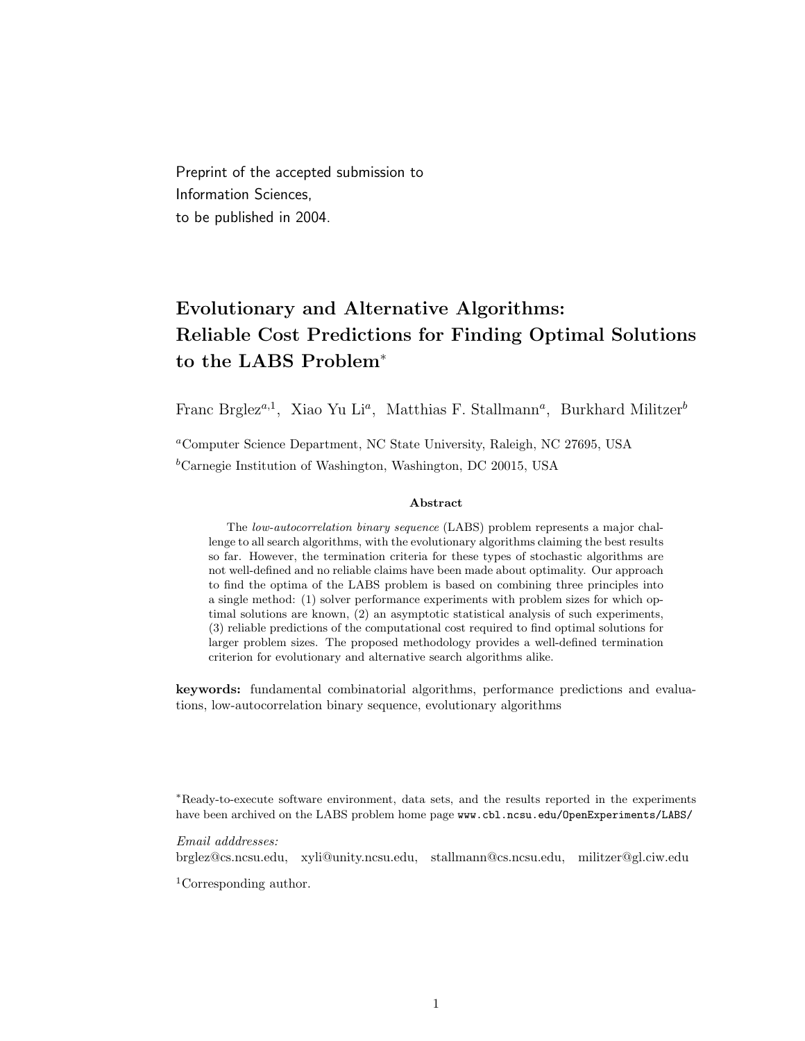Preprint of the accepted submission to
Information Sciences,
to be published in 2004.

# Evolutionary and Alternative Algorithms: Reliable Cost Predictions for Finding Optimal Solutions to the LABS Problem*

Franc Brglez[a,1], Xiao Yu Li[a], Matthias F. Stallmann[a], Burkhard Militzer[b]

[a]Computer Science Department, NC State University, Raleigh, NC 27695, USA

[b]Carnegie Institution of Washington, Washington, DC 20015, USA

### Abstract

The *low-autocorrelation binary sequence* (LABS) problem represents a major challenge to all search algorithms, with the evolutionary algorithms claiming the best results so far. However, the termination criteria for these types of stochastic algorithms are not well-defined and no reliable claims have been made about optimality. Our approach to find the optima of the LABS problem is based on combining three principles into a single method: (1) solver performance experiments with problem sizes for which optimal solutions are known, (2) an asymptotic statistical analysis of such experiments, (3) reliable predictions of the computational cost required to find optimal solutions for larger problem sizes. The proposed methodology provides a well-defined termination criterion for evolutionary and alternative search algorithms alike.

**keywords:** fundamental combinatorial algorithms, performance predictions and evaluations, low-autocorrelation binary sequence, evolutionary algorithms

*Ready-to-execute software environment, data sets, and the results reported in the experiments have been archived on the LABS problem home page `www.cbl.ncsu.edu/OpenExperiments/LABS/`

*Email adddresses:*
brglez@cs.ncsu.edu, xyli@unity.ncsu.edu, stallmann@cs.ncsu.edu, militzer@gl.ciw.edu

[1]Corresponding author.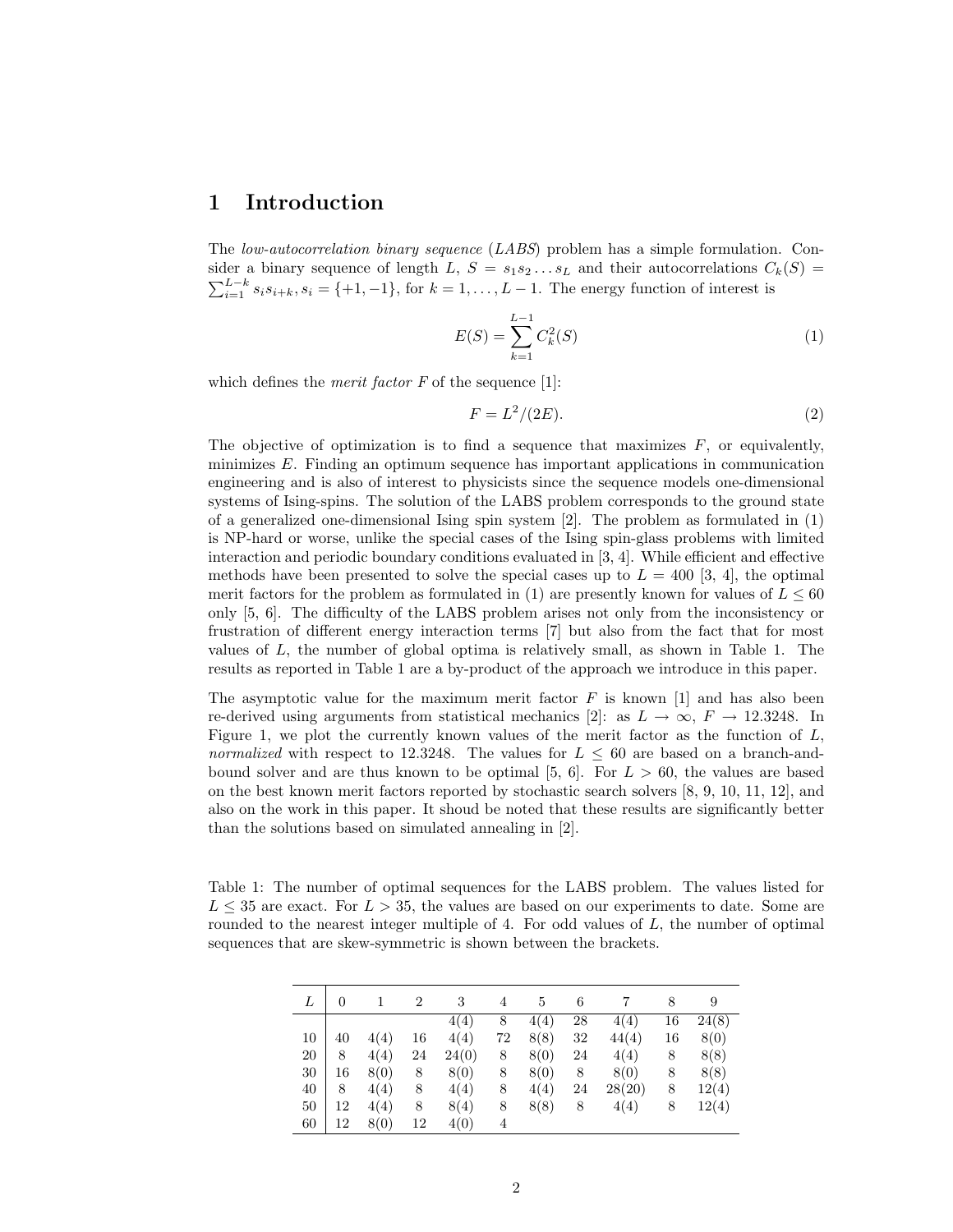## 1 Introduction

The *low-autocorrelation binary sequence* (*LABS*) problem has a simple formulation. Consider a binary sequence of length $L$, $S = s_1 s_2 \ldots s_L$ and their autocorrelations $C_k(S) = \sum_{i=1}^{L-k} s_i s_{i+k}, s_i = \{+1, -1\}$, for $k = 1, \ldots, L-1$. The energy function of interest is

$$E(S) = \sum_{k=1}^{L-1} C_k^2(S) \tag{1}$$

which defines the *merit factor* $F$ of the sequence [1]:

$$F = L^2/(2E). \tag{2}$$

The objective of optimization is to find a sequence that maximizes $F$, or equivalently, minimizes $E$. Finding an optimum sequence has important applications in communication engineering and is also of interest to physicists since the sequence models one-dimensional systems of Ising-spins. The solution of the LABS problem corresponds to the ground state of a generalized one-dimensional Ising spin system [2]. The problem as formulated in (1) is NP-hard or worse, unlike the special cases of the Ising spin-glass problems with limited interaction and periodic boundary conditions evaluated in [3, 4]. While efficient and effective methods have been presented to solve the special cases up to $L = 400$ [3, 4], the optimal merit factors for the problem as formulated in (1) are presently known for values of $L \leq 60$ only [5, 6]. The difficulty of the LABS problem arises not only from the inconsistency or frustration of different energy interaction terms [7] but also from the fact that for most values of $L$, the number of global optima is relatively small, as shown in Table 1. The results as reported in Table 1 are a by-product of the approach we introduce in this paper.

The asymptotic value for the maximum merit factor $F$ is known [1] and has also been re-derived using arguments from statistical mechanics [2]: as $L \to \infty$, $F \to 12.3248$. In Figure 1, we plot the currently known values of the merit factor as the function of $L$, *normalized* with respect to 12.3248. The values for $L \leq 60$ are based on a branch-and-bound solver and are thus known to be optimal [5, 6]. For $L > 60$, the values are based on the best known merit factors reported by stochastic search solvers [8, 9, 10, 11, 12], and also on the work in this paper. It shoud be noted that these results are significantly better than the solutions based on simulated annealing in [2].

Table 1: The number of optimal sequences for the LABS problem. The values listed for $L \leq 35$ are exact. For $L > 35$, the values are based on our experiments to date. Some are rounded to the nearest integer multiple of 4. For odd values of $L$, the number of optimal sequences that are skew-symmetric is shown between the brackets.

| $L$ | 0 | 1 | 2 | 3 | 4 | 5 | 6 | 7 | 8 | 9 |
|---|---|---|---|---|---|---|---|---|---|---|
| | | | | 4(4) | 8 | 4(4) | 28 | 4(4) | 16 | 24(8) |
| 10 | 40 | 4(4) | 16 | 4(4) | 72 | 8(8) | 32 | 44(4) | 16 | 8(0) |
| 20 | 8 | 4(4) | 24 | 24(0) | 8 | 8(0) | 24 | 4(4) | 8 | 8(8) |
| 30 | 16 | 8(0) | 8 | 8(0) | 8 | 8(0) | 8 | 8(0) | 8 | 8(8) |
| 40 | 8 | 4(4) | 8 | 4(4) | 8 | 4(4) | 24 | 28(20) | 8 | 12(4) |
| 50 | 12 | 4(4) | 8 | 8(4) | 8 | 8(8) | 8 | 4(4) | 8 | 12(4) |
| 60 | 12 | 8(0) | 12 | 4(0) | 4 | | | | | |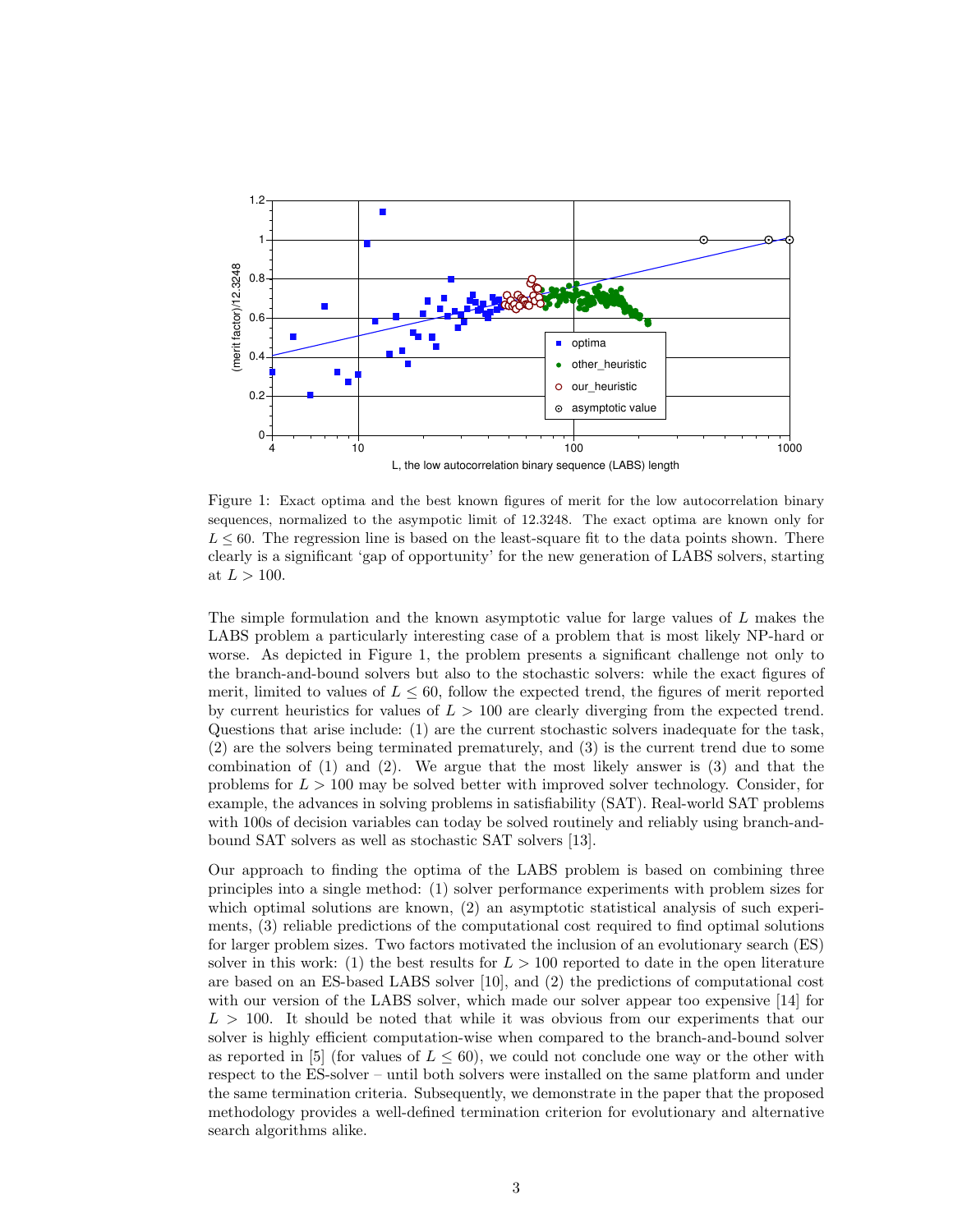Figure 1: Exact optima and the best known figures of merit for the low autocorrelation binary sequences, normalized to the asympotic limit of 12.3248. The exact optima are known only for $L \leq 60$. The regression line is based on the least-square fit to the data points shown. There clearly is a significant 'gap of opportunity' for the new generation of LABS solvers, starting at $L > 100$.

The simple formulation and the known asymptotic value for large values of $L$ makes the LABS problem a particularly interesting case of a problem that is most likely NP-hard or worse. As depicted in Figure 1, the problem presents a significant challenge not only to the branch-and-bound solvers but also to the stochastic solvers: while the exact figures of merit, limited to values of $L \leq 60$, follow the expected trend, the figures of merit reported by current heuristics for values of $L > 100$ are clearly diverging from the expected trend. Questions that arise include: (1) are the current stochastic solvers inadequate for the task, (2) are the solvers being terminated prematurely, and (3) is the current trend due to some combination of (1) and (2). We argue that the most likely answer is (3) and that the problems for $L > 100$ may be solved better with improved solver technology. Consider, for example, the advances in solving problems in satisfiability (SAT). Real-world SAT problems with 100s of decision variables can today be solved routinely and reliably using branch-and-bound SAT solvers as well as stochastic SAT solvers [13].

Our approach to finding the optima of the LABS problem is based on combining three principles into a single method: (1) solver performance experiments with problem sizes for which optimal solutions are known, (2) an asymptotic statistical analysis of such experiments, (3) reliable predictions of the computational cost required to find optimal solutions for larger problem sizes. Two factors motivated the inclusion of an evolutionary search (ES) solver in this work: (1) the best results for $L > 100$ reported to date in the open literature are based on an ES-based LABS solver [10], and (2) the predictions of computational cost with our version of the LABS solver, which made our solver appear too expensive [14] for $L > 100$. It should be noted that while it was obvious from our experiments that our solver is highly efficient computation-wise when compared to the branch-and-bound solver as reported in [5] (for values of $L \leq 60$), we could not conclude one way or the other with respect to the ES-solver – until both solvers were installed on the same platform and under the same termination criteria. Subsequently, we demonstrate in the paper that the proposed methodology provides a well-defined termination criterion for evolutionary and alternative search algorithms alike.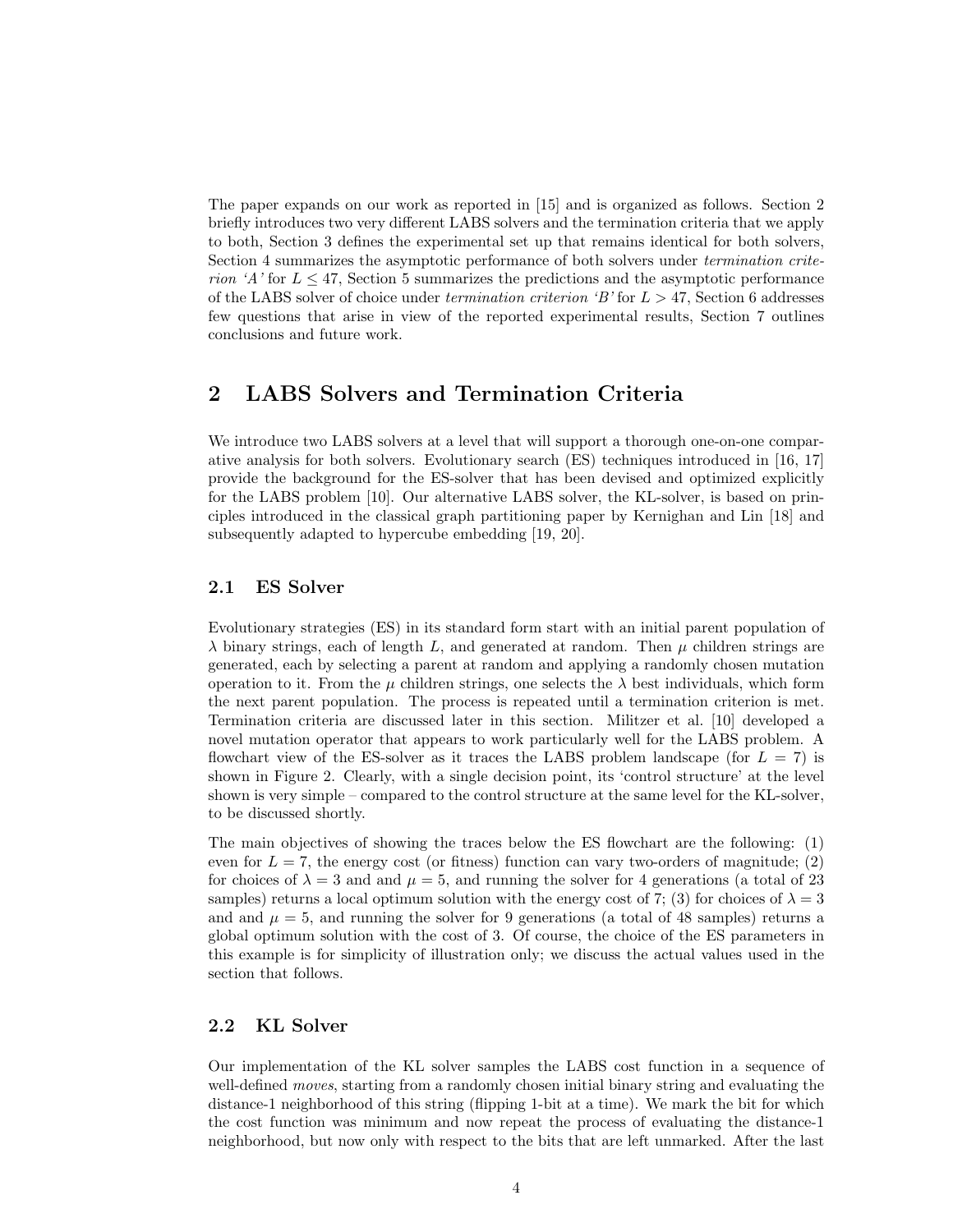The paper expands on our work as reported in [15] and is organized as follows. Section 2 briefly introduces two very different LABS solvers and the termination criteria that we apply to both, Section 3 defines the experimental set up that remains identical for both solvers, Section 4 summarizes the asymptotic performance of both solvers under *termination criterion 'A'* for $L \leq 47$, Section 5 summarizes the predictions and the asymptotic performance of the LABS solver of choice under *termination criterion 'B'* for $L > 47$, Section 6 addresses few questions that arise in view of the reported experimental results, Section 7 outlines conclusions and future work.

## 2 LABS Solvers and Termination Criteria

We introduce two LABS solvers at a level that will support a thorough one-on-one comparative analysis for both solvers. Evolutionary search (ES) techniques introduced in [16, 17] provide the background for the ES-solver that has been devised and optimized explicitly for the LABS problem [10]. Our alternative LABS solver, the KL-solver, is based on principles introduced in the classical graph partitioning paper by Kernighan and Lin [18] and subsequently adapted to hypercube embedding [19, 20].

### 2.1 ES Solver

Evolutionary strategies (ES) in its standard form start with an initial parent population of $\lambda$ binary strings, each of length $L$, and generated at random. Then $\mu$ children strings are generated, each by selecting a parent at random and applying a randomly chosen mutation operation to it. From the $\mu$ children strings, one selects the $\lambda$ best individuals, which form the next parent population. The process is repeated until a termination criterion is met. Termination criteria are discussed later in this section. Militzer et al. [10] developed a novel mutation operator that appears to work particularly well for the LABS problem. A flowchart view of the ES-solver as it traces the LABS problem landscape (for $L = 7$) is shown in Figure 2. Clearly, with a single decision point, its 'control structure' at the level shown is very simple – compared to the control structure at the same level for the KL-solver, to be discussed shortly.

The main objectives of showing the traces below the ES flowchart are the following: (1) even for $L = 7$, the energy cost (or fitness) function can vary two-orders of magnitude; (2) for choices of $\lambda = 3$ and and $\mu = 5$, and running the solver for 4 generations (a total of 23 samples) returns a local optimum solution with the energy cost of 7; (3) for choices of $\lambda = 3$ and and $\mu = 5$, and running the solver for 9 generations (a total of 48 samples) returns a global optimum solution with the cost of 3. Of course, the choice of the ES parameters in this example is for simplicity of illustration only; we discuss the actual values used in the section that follows.

### 2.2 KL Solver

Our implementation of the KL solver samples the LABS cost function in a sequence of well-defined *moves*, starting from a randomly chosen initial binary string and evaluating the distance-1 neighborhood of this string (flipping 1-bit at a time). We mark the bit for which the cost function was minimum and now repeat the process of evaluating the distance-1 neighborhood, but now only with respect to the bits that are left unmarked. After the last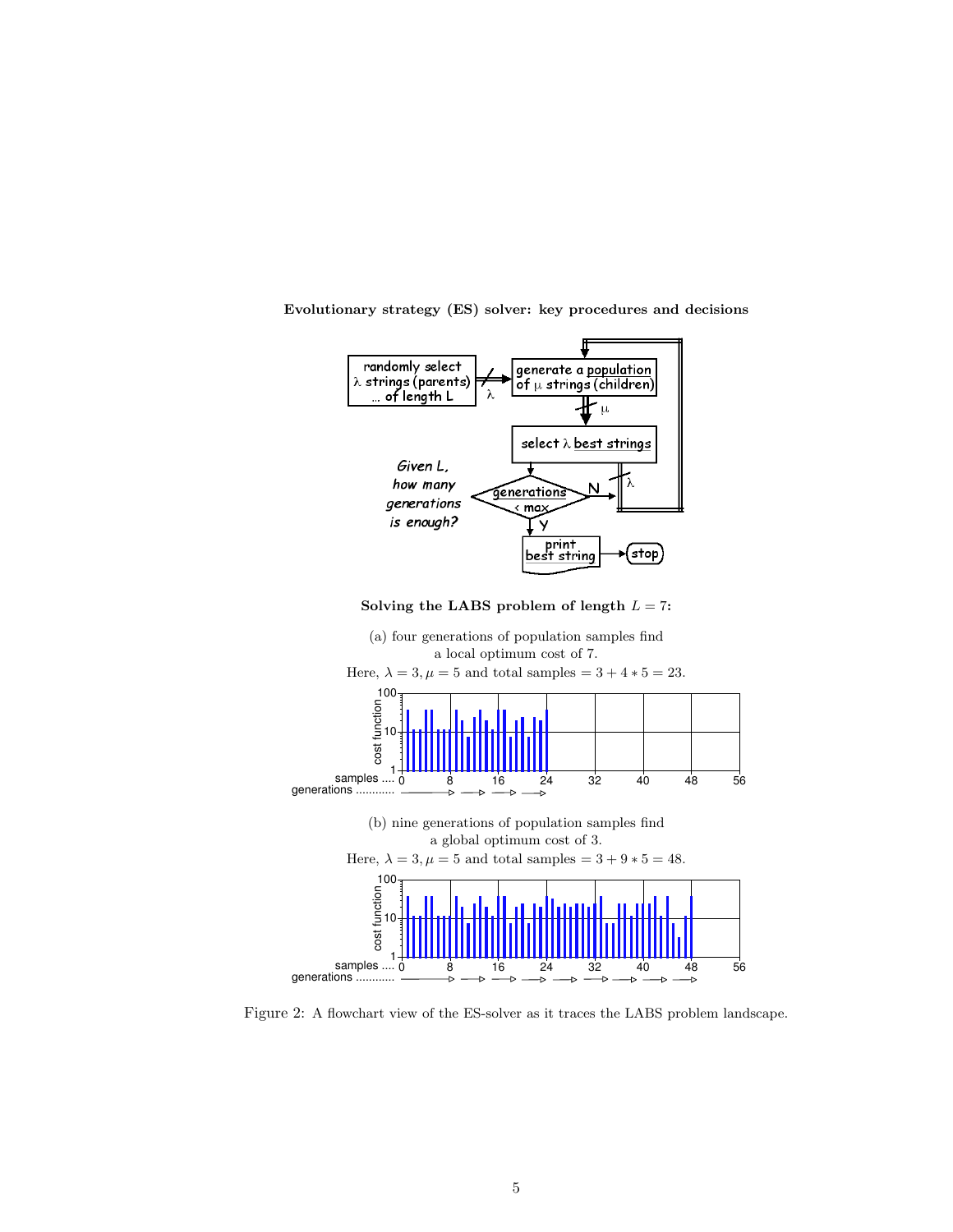**Evolutionary strategy (ES) solver: key procedures and decisions**

**Solving the LABS problem of length $L = 7$:**

(a) four generations of population samples find a local optimum cost of 7.
Here, $\lambda = 3, \mu = 5$ and total samples $= 3 + 4 * 5 = 23$.

(b) nine generations of population samples find a global optimum cost of 3.
Here, $\lambda = 3, \mu = 5$ and total samples $= 3 + 9 * 5 = 48$.

Figure 2: A flowchart view of the ES-solver as it traces the LABS problem landscape.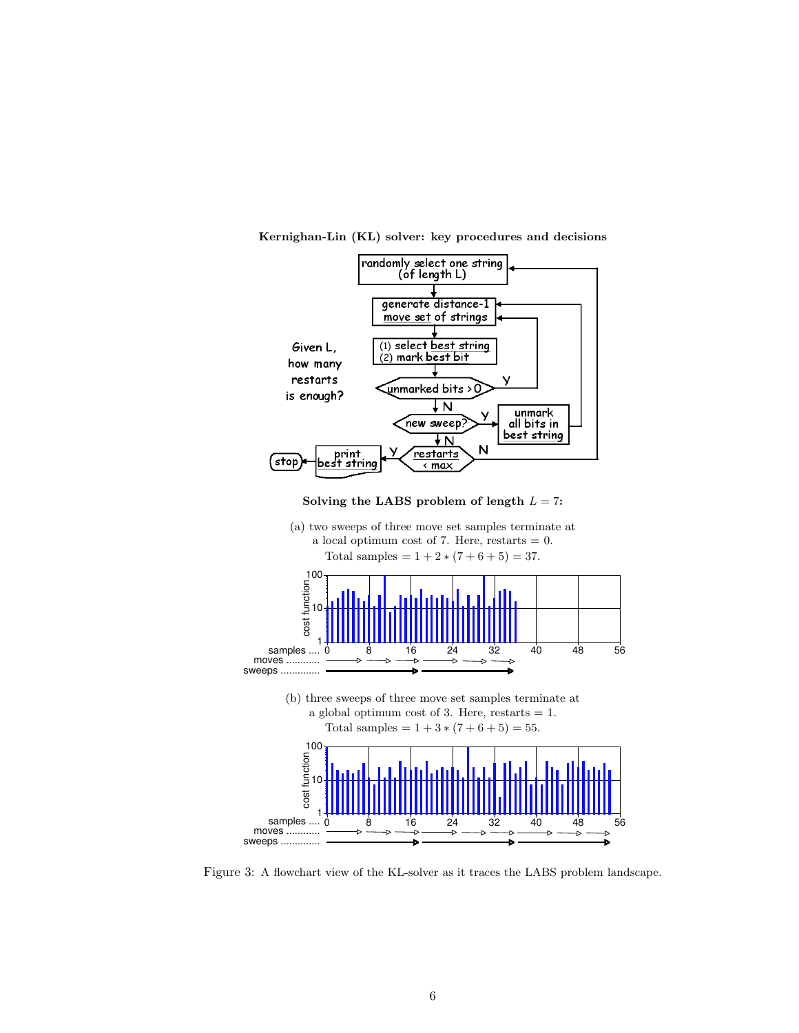**Kernighan-Lin (KL) solver: key procedures and decisions**

**Solving the LABS problem of length $L = 7$:**

(a) two sweeps of three move set samples terminate at a local optimum cost of 7. Here, restarts = 0. Total samples $= 1 + 2*(7 + 6 + 5) = 37$.

(b) three sweeps of three move set samples terminate at a global optimum cost of 3. Here, restarts = 1. Total samples $= 1 + 3*(7 + 6 + 5) = 55$.

Figure 3: A flowchart view of the KL-solver as it traces the LABS problem landscape.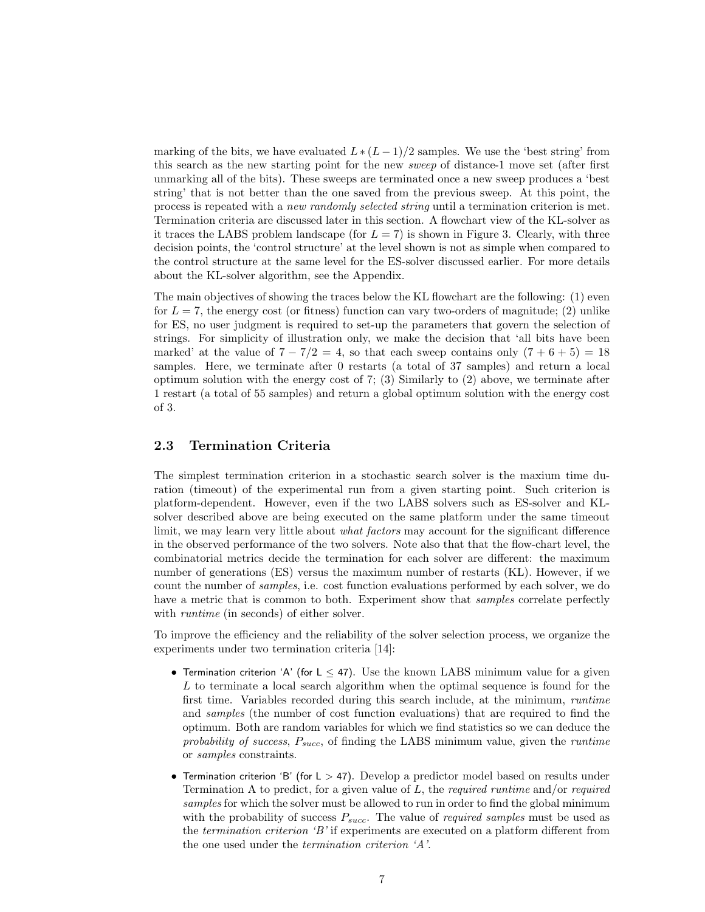marking of the bits, we have evaluated $L * (L-1)/2$ samples. We use the 'best string' from this search as the new starting point for the new *sweep* of distance-1 move set (after first unmarking all of the bits). These sweeps are terminated once a new sweep produces a 'best string' that is not better than the one saved from the previous sweep. At this point, the process is repeated with a *new randomly selected string* until a termination criterion is met. Termination criteria are discussed later in this section. A flowchart view of the KL-solver as it traces the LABS problem landscape (for $L = 7$) is shown in Figure 3. Clearly, with three decision points, the 'control structure' at the level shown is not as simple when compared to the control structure at the same level for the ES-solver discussed earlier. For more details about the KL-solver algorithm, see the Appendix.

The main objectives of showing the traces below the KL flowchart are the following: (1) even for $L = 7$, the energy cost (or fitness) function can vary two-orders of magnitude; (2) unlike for ES, no user judgment is required to set-up the parameters that govern the selection of strings. For simplicity of illustration only, we make the decision that 'all bits have been marked' at the value of $7 - 7/2 = 4$, so that each sweep contains only $(7 + 6 + 5) = 18$ samples. Here, we terminate after 0 restarts (a total of 37 samples) and return a local optimum solution with the energy cost of 7; (3) Similarly to (2) above, we terminate after 1 restart (a total of 55 samples) and return a global optimum solution with the energy cost of 3.

### 2.3 Termination Criteria

The simplest termination criterion in a stochastic search solver is the maxium time duration (timeout) of the experimental run from a given starting point. Such criterion is platform-dependent. However, even if the two LABS solvers such as ES-solver and KL-solver described above are being executed on the same platform under the same timeout limit, we may learn very little about *what factors* may account for the significant difference in the observed performance of the two solvers. Note also that that the flow-chart level, the combinatorial metrics decide the termination for each solver are different: the maximum number of generations (ES) versus the maximum number of restarts (KL). However, if we count the number of *samples*, i.e. cost function evaluations performed by each solver, we do have a metric that is common to both. Experiment show that *samples* correlate perfectly with *runtime* (in seconds) of either solver.

To improve the efficiency and the reliability of the solver selection process, we organize the experiments under two termination criteria [14]:

- Termination criterion 'A' (for $L \leq 47$). Use the known LABS minimum value for a given $L$ to terminate a local search algorithm when the optimal sequence is found for the first time. Variables recorded during this search include, at the minimum, *runtime* and *samples* (the number of cost function evaluations) that are required to find the optimum. Both are random variables for which we find statistics so we can deduce the *probability of success*, $P_{succ}$, of finding the LABS minimum value, given the *runtime* or *samples* constraints.
- Termination criterion 'B' (for $L > 47$). Develop a predictor model based on results under Termination A to predict, for a given value of $L$, the *required runtime* and/or *required samples* for which the solver must be allowed to run in order to find the global minimum with the probability of success $P_{succ}$. The value of *required samples* must be used as the *termination criterion 'B'* if experiments are executed on a platform different from the one used under the *termination criterion 'A'*.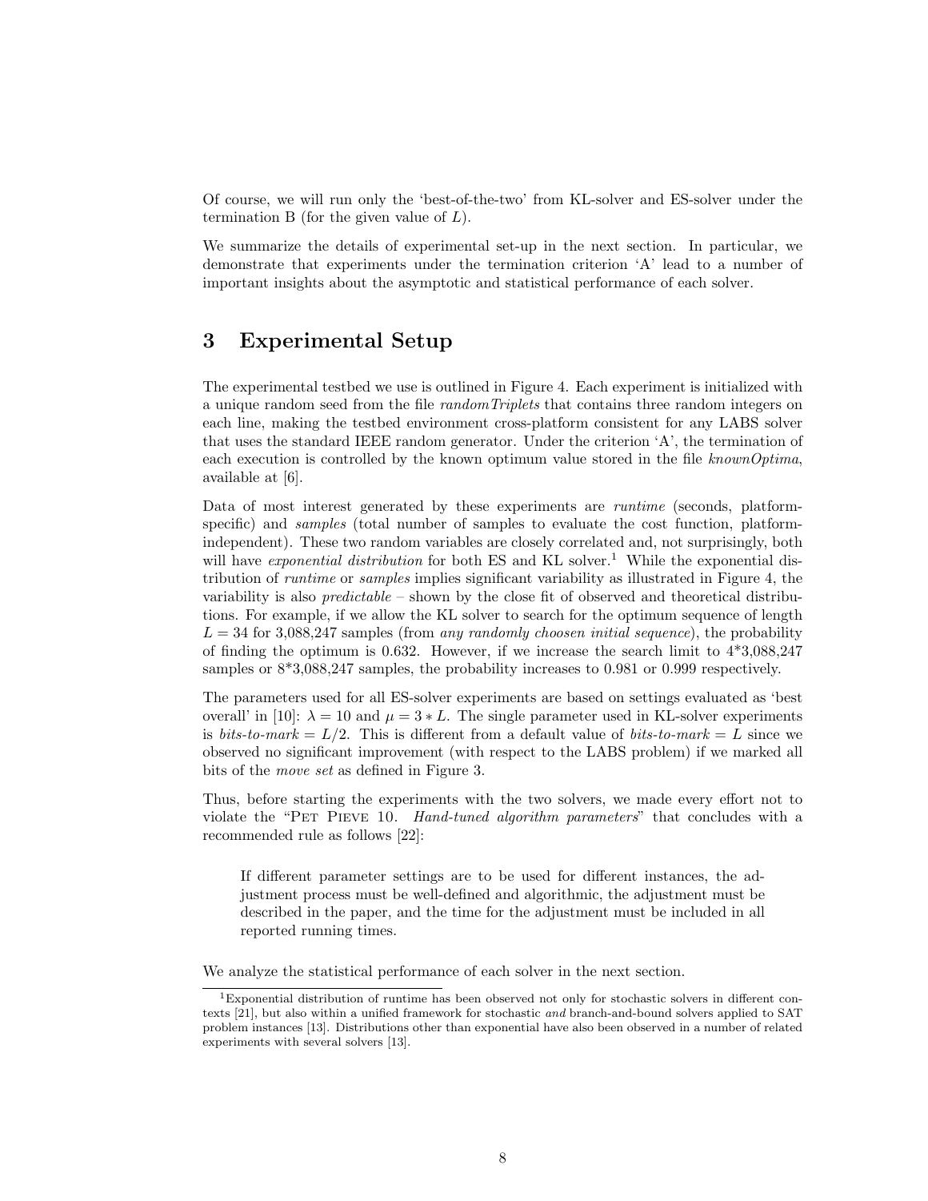Of course, we will run only the 'best-of-the-two' from KL-solver and ES-solver under the termination B (for the given value of $L$).

We summarize the details of experimental set-up in the next section. In particular, we demonstrate that experiments under the termination criterion 'A' lead to a number of important insights about the asymptotic and statistical performance of each solver.

# 3 Experimental Setup

The experimental testbed we use is outlined in Figure 4. Each experiment is initialized with a unique random seed from the file *randomTriplets* that contains three random integers on each line, making the testbed environment cross-platform consistent for any LABS solver that uses the standard IEEE random generator. Under the criterion 'A', the termination of each execution is controlled by the known optimum value stored in the file *knownOptima*, available at [6].

Data of most interest generated by these experiments are *runtime* (seconds, platform-specific) and *samples* (total number of samples to evaluate the cost function, platform-independent). These two random variables are closely correlated and, not surprisingly, both will have *exponential distribution* for both ES and KL solver.[1] While the exponential distribution of *runtime* or *samples* implies significant variability as illustrated in Figure 4, the variability is also *predictable* – shown by the close fit of observed and theoretical distributions. For example, if we allow the KL solver to search for the optimum sequence of length $L = 34$ for 3,088,247 samples (from *any randomly choosen initial sequence*), the probability of finding the optimum is 0.632. However, if we increase the search limit to 4*3,088,247 samples or 8*3,088,247 samples, the probability increases to 0.981 or 0.999 respectively.

The parameters used for all ES-solver experiments are based on settings evaluated as 'best overall' in [10]: $\lambda = 10$ and $\mu = 3 * L$. The single parameter used in KL-solver experiments is *bits-to-mark* $= L/2$. This is different from a default value of *bits-to-mark* $= L$ since we observed no significant improvement (with respect to the LABS problem) if we marked all bits of the *move set* as defined in Figure 3.

Thus, before starting the experiments with the two solvers, we made every effort not to violate the "Pet Pieve 10. *Hand-tuned algorithm parameters*" that concludes with a recommended rule as follows [22]:

> If different parameter settings are to be used for different instances, the adjustment process must be well-defined and algorithmic, the adjustment must be described in the paper, and the time for the adjustment must be included in all reported running times.

We analyze the statistical performance of each solver in the next section.

---

[1] Exponential distribution of runtime has been observed not only for stochastic solvers in different contexts [21], but also within a unified framework for stochastic *and* branch-and-bound solvers applied to SAT problem instances [13]. Distributions other than exponential have also been observed in a number of related experiments with several solvers [13].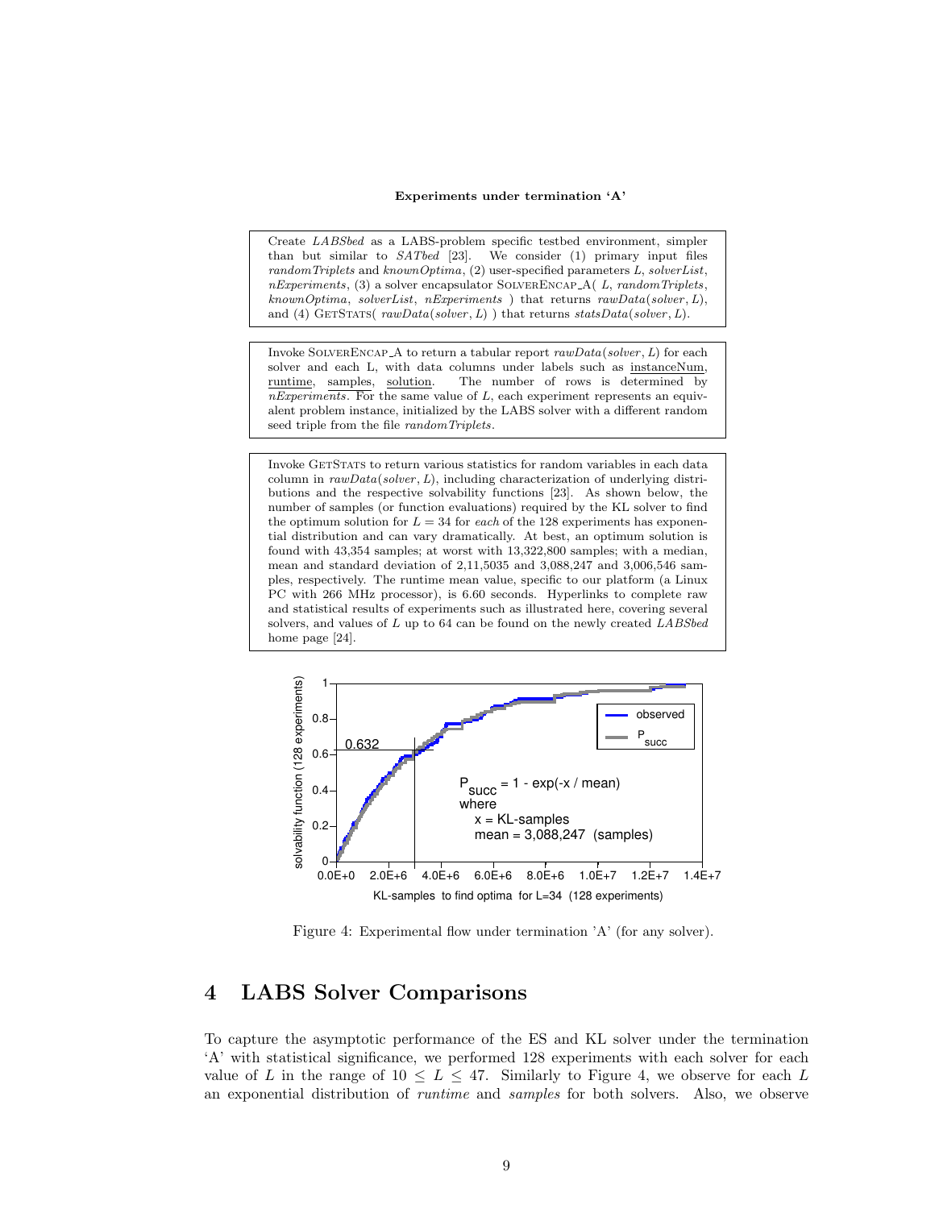**Experiments under termination 'A'**

Create *LABSbed* as a LABS-problem specific testbed environment, simpler than but similar to *SATbed* [23]. We consider (1) primary input files *randomTriplets* and *knownOptima*, (2) user-specified parameters *L*, *solverList*, *nExperiments*, (3) a solver encapsulator SOLVERENCAP_A( *L*, *randomTriplets*, *knownOptima*, *solverList*, *nExperiments* ) that returns *rawData*(*solver*, *L*), and (4) GETSTATS( *rawData*(*solver*, *L*) ) that returns *statsData*(*solver*, *L*).

Invoke SOLVERENCAP_A to return a tabular report *rawData*(*solver*, *L*) for each solver and each L, with data columns under labels such as instanceNum, runtime, samples, solution. The number of rows is determined by *nExperiments*. For the same value of *L*, each experiment represents an equivalent problem instance, initialized by the LABS solver with a different random seed triple from the file *randomTriplets*.

Invoke GETSTATS to return various statistics for random variables in each data column in *rawData*(*solver*, *L*), including characterization of underlying distributions and the respective solvability functions [23]. As shown below, the number of samples (or function evaluations) required by the KL solver to find the optimum solution for $L = 34$ for *each* of the 128 experiments has exponential distribution and can vary dramatically. At best, an optimum solution is found with 43,354 samples; at worst with 13,322,800 samples; with a median, mean and standard deviation of 2,11,5035 and 3,088,247 and 3,006,546 samples, respectively. The runtime mean value, specific to our platform (a Linux PC with 266 MHz processor), is 6.60 seconds. Hyperlinks to complete raw and statistical results of experiments such as illustrated here, covering several solvers, and values of *L* up to 64 can be found on the newly created *LABSbed* home page [24].

Figure 4: Experimental flow under termination 'A' (for any solver).

# 4 LABS Solver Comparisons

To capture the asymptotic performance of the ES and KL solver under the termination 'A' with statistical significance, we performed 128 experiments with each solver for each value of $L$ in the range of $10 \leq L \leq 47$. Similarly to Figure 4, we observe for each $L$ an exponential distribution of *runtime* and *samples* for both solvers. Also, we observe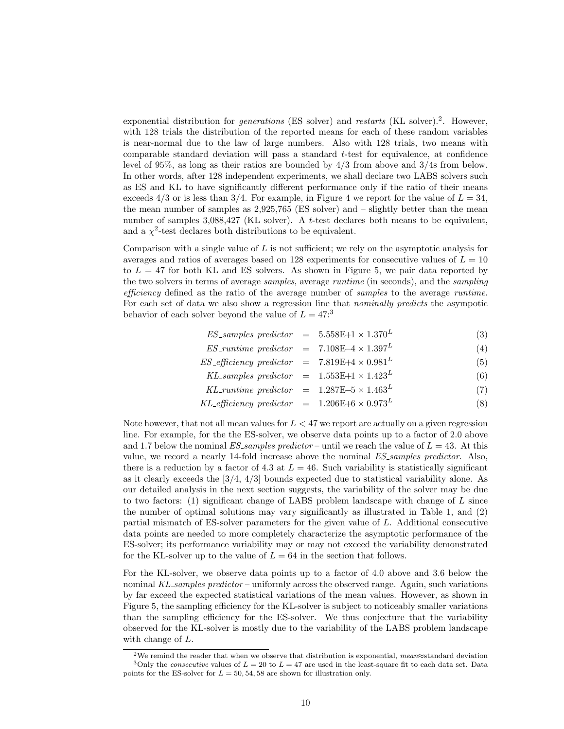exponential distribution for *generations* (ES solver) and *restarts* (KL solver).[2]. However, with 128 trials the distribution of the reported means for each of these random variables is near-normal due to the law of large numbers. Also with 128 trials, two means with comparable standard deviation will pass a standard $t$-test for equivalence, at confidence level of 95%, as long as their ratios are bounded by 4/3 from above and 3/4s from below. In other words, after 128 independent experiments, we shall declare two LABS solvers such as ES and KL to have significantly different performance only if the ratio of their means exceeds 4/3 or is less than 3/4. For example, in Figure 4 we report for the value of $L = 34$, the mean number of samples as 2,925,765 (ES solver) and – slightly better than the mean number of samples 3,088,427 (KL solver). A $t$-test declares both means to be equivalent, and a $\chi^2$-test declares both distributions to be equivalent.

Comparison with a single value of $L$ is not sufficient; we rely on the asymptotic analysis for averages and ratios of averages based on 128 experiments for consecutive values of $L = 10$ to $L = 47$ for both KL and ES solvers. As shown in Figure 5, we pair data reported by the two solvers in terms of average *samples*, average *runtime* (in seconds), and the *sampling efficiency* defined as the ratio of the average number of *samples* to the average *runtime*. For each set of data we also show a regression line that *nominally predicts* the asympotic behavior of each solver beyond the value of $L = 47$:[3]

$$ES\_samples\ predictor = 5.558\text{E+}1 \times 1.370^L \tag{3}$$

$$ES\_runtime\ predictor = 7.108\text{E–}4 \times 1.397^L \tag{4}$$

$$ES\_efficiency\ predictor = 7.819\text{E+}4 \times 0.981^L \tag{5}$$

$$KL\_samples\ predictor = 1.553\text{E+}1 \times 1.423^L \tag{6}$$

$$KL\_runtime\ predictor = 1.287\text{E–}5 \times 1.463^L \tag{7}$$

$$KL\_efficiency\ predictor = 1.206\text{E+}6 \times 0.973^L \tag{8}$$

Note however, that not all mean values for $L < 47$ we report are actually on a given regression line. For example, for the the ES-solver, we observe data points up to a factor of 2.0 above and 1.7 below the nominal *ES_samples predictor* – until we reach the value of $L = 43$. At this value, we record a nearly 14-fold increase above the nominal *ES_samples predictor*. Also, there is a reduction by a factor of 4.3 at $L = 46$. Such variability is statistically significant as it clearly exceeds the [3/4, 4/3] bounds expected due to statistical variability alone. As our detailed analysis in the next section suggests, the variability of the solver may be due to two factors: (1) significant change of LABS problem landscape with change of $L$ since the number of optimal solutions may vary significantly as illustrated in Table 1, and (2) partial mismatch of ES-solver parameters for the given value of $L$. Additional consecutive data points are needed to more completely characterize the asymptotic performance of the ES-solver; its performance variability may or may not exceed the variability demonstrated for the KL-solver up to the value of $L = 64$ in the section that follows.

For the KL-solver, we observe data points up to a factor of 4.0 above and 3.6 below the nominal *KL_samples predictor* – uniformly across the observed range. Again, such variations by far exceed the expected statistical variations of the mean values. However, as shown in Figure 5, the sampling efficiency for the KL-solver is subject to noticeably smaller variations than the sampling efficiency for the ES-solver. We thus conjecture that the variability observed for the KL-solver is mostly due to the variability of the LABS problem landscape with change of $L$.

---

[2] We remind the reader that when we observe that distribution is exponential, *mean*≈standard deviation

[3] Only the *consecutive* values of $L = 20$ to $L = 47$ are used in the least-square fit to each data set. Data points for the ES-solver for $L = 50, 54, 58$ are shown for illustration only.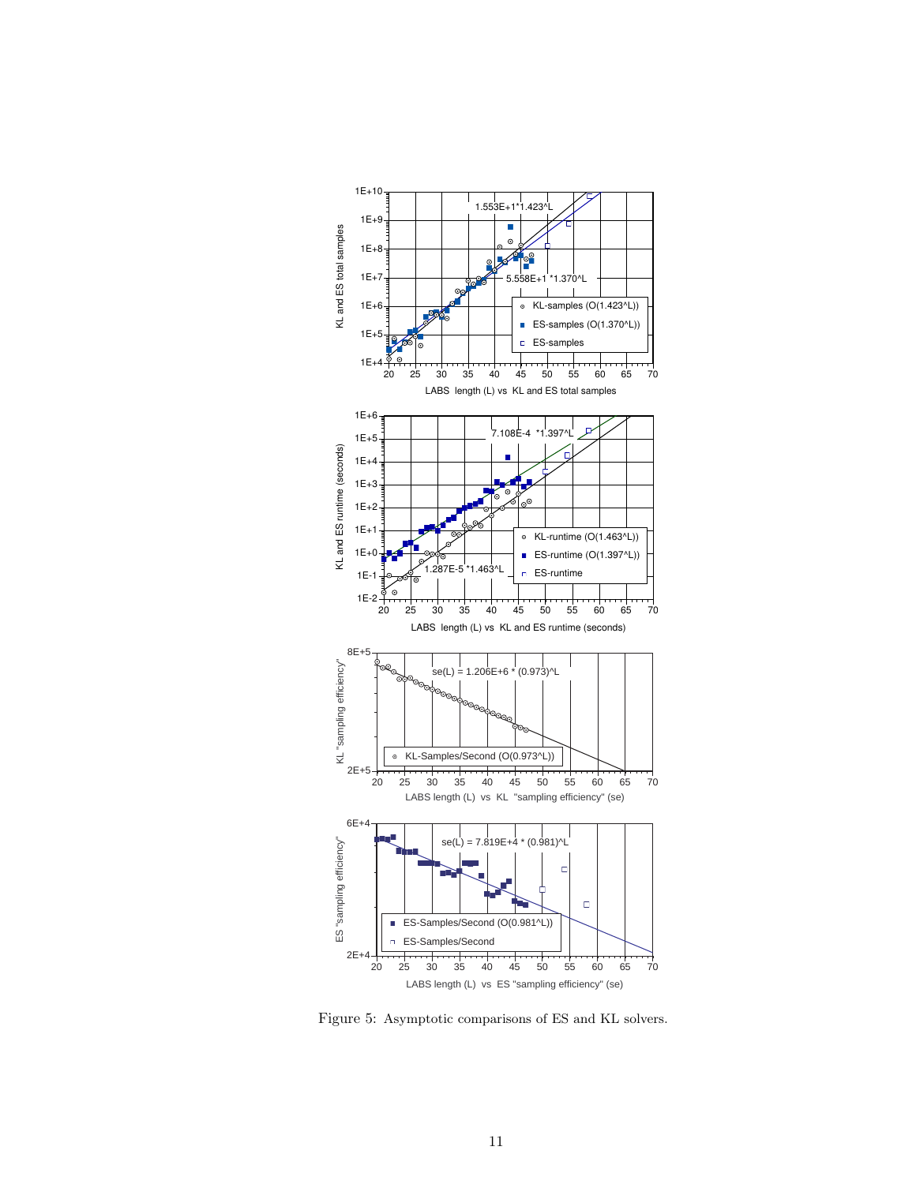Figure 5: Asymptotic comparisons of ES and KL solvers.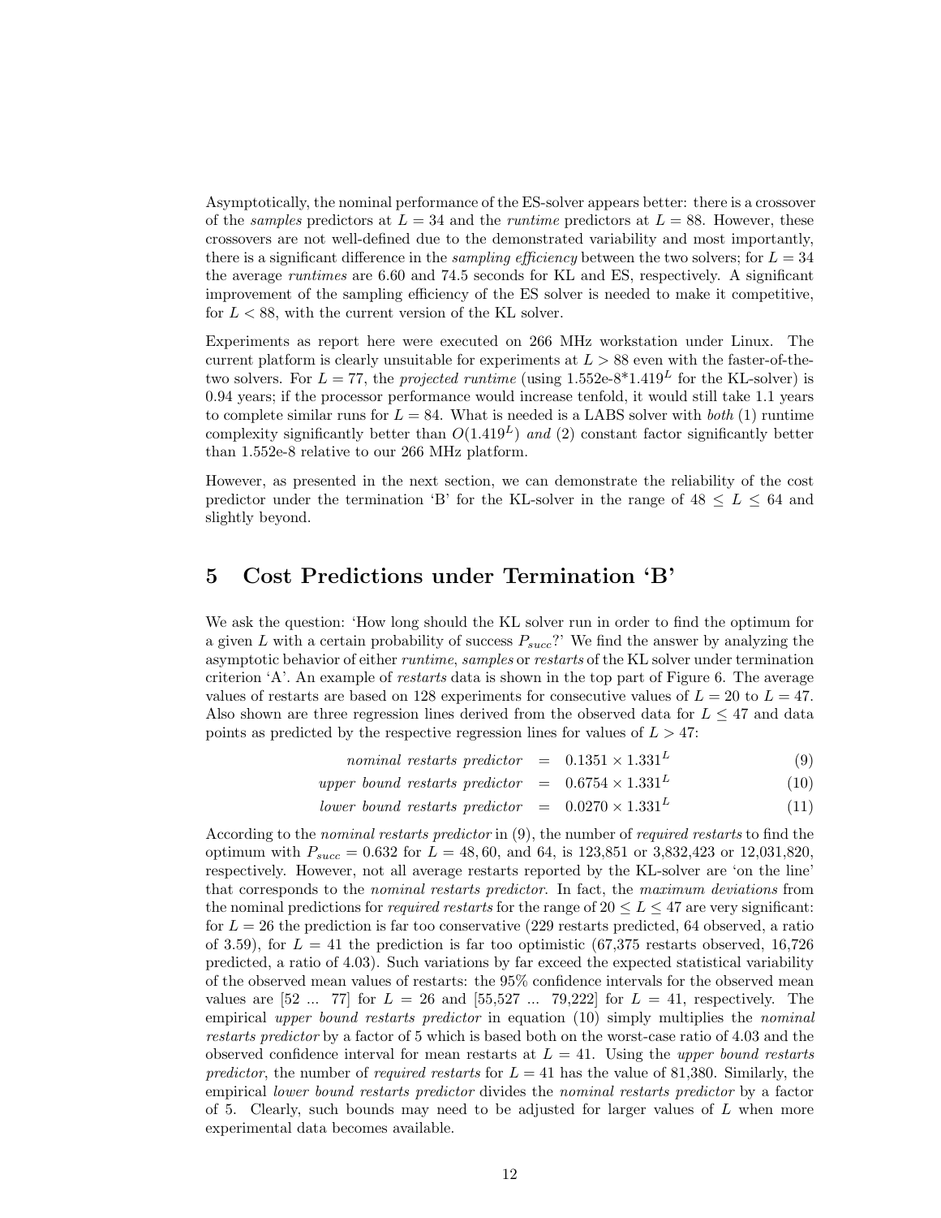Asymptotically, the nominal performance of the ES-solver appears better: there is a crossover of the *samples* predictors at $L = 34$ and the *runtime* predictors at $L = 88$. However, these crossovers are not well-defined due to the demonstrated variability and most importantly, there is a significant difference in the *sampling efficiency* between the two solvers; for $L = 34$ the average *runtimes* are 6.60 and 74.5 seconds for KL and ES, respectively. A significant improvement of the sampling efficiency of the ES solver is needed to make it competitive, for $L < 88$, with the current version of the KL solver.

Experiments as report here were executed on 266 MHz workstation under Linux. The current platform is clearly unsuitable for experiments at $L > 88$ even with the faster-of-the-two solvers. For $L = 77$, the *projected runtime* (using 1.552e-8*$1.419^L$ for the KL-solver) is 0.94 years; if the processor performance would increase tenfold, it would still take 1.1 years to complete similar runs for $L = 84$. What is needed is a LABS solver with *both* (1) runtime complexity significantly better than $O(1.419^L)$ *and* (2) constant factor significantly better than 1.552e-8 relative to our 266 MHz platform.

However, as presented in the next section, we can demonstrate the reliability of the cost predictor under the termination 'B' for the KL-solver in the range of $48 \leq L \leq 64$ and slightly beyond.

## 5 Cost Predictions under Termination 'B'

We ask the question: 'How long should the KL solver run in order to find the optimum for a given $L$ with a certain probability of success $P_{succ}$?' We find the answer by analyzing the asymptotic behavior of either *runtime*, *samples* or *restarts* of the KL solver under termination criterion 'A'. An example of *restarts* data is shown in the top part of Figure 6. The average values of restarts are based on 128 experiments for consecutive values of $L = 20$ to $L = 47$. Also shown are three regression lines derived from the observed data for $L \leq 47$ and data points as predicted by the respective regression lines for values of $L > 47$:

$$\textit{nominal restarts predictor} = 0.1351 \times 1.331^L \tag{9}$$

$$\textit{upper bound restarts predictor} = 0.6754 \times 1.331^L \tag{10}$$

$$\textit{lower bound restarts predictor} = 0.0270 \times 1.331^L \tag{11}$$

According to the *nominal restarts predictor* in (9), the number of *required restarts* to find the optimum with $P_{succ} = 0.632$ for $L = 48, 60$, and 64, is 123,851 or 3,832,423 or 12,031,820, respectively. However, not all average restarts reported by the KL-solver are 'on the line' that corresponds to the *nominal restarts predictor*. In fact, the *maximum deviations* from the nominal predictions for *required restarts* for the range of $20 \leq L \leq 47$ are very significant: for $L = 26$ the prediction is far too conservative (229 restarts predicted, 64 observed, a ratio of 3.59), for $L = 41$ the prediction is far too optimistic (67,375 restarts observed, 16,726 predicted, a ratio of 4.03). Such variations by far exceed the expected statistical variability of the observed mean values of restarts: the 95% confidence intervals for the observed mean values are [52 ... 77] for $L = 26$ and [55,527 ... 79,222] for $L = 41$, respectively. The empirical *upper bound restarts predictor* in equation (10) simply multiplies the *nominal restarts predictor* by a factor of 5 which is based both on the worst-case ratio of 4.03 and the observed confidence interval for mean restarts at $L = 41$. Using the *upper bound restarts predictor*, the number of *required restarts* for $L = 41$ has the value of 81,380. Similarly, the empirical *lower bound restarts predictor* divides the *nominal restarts predictor* by a factor of 5. Clearly, such bounds may need to be adjusted for larger values of $L$ when more experimental data becomes available.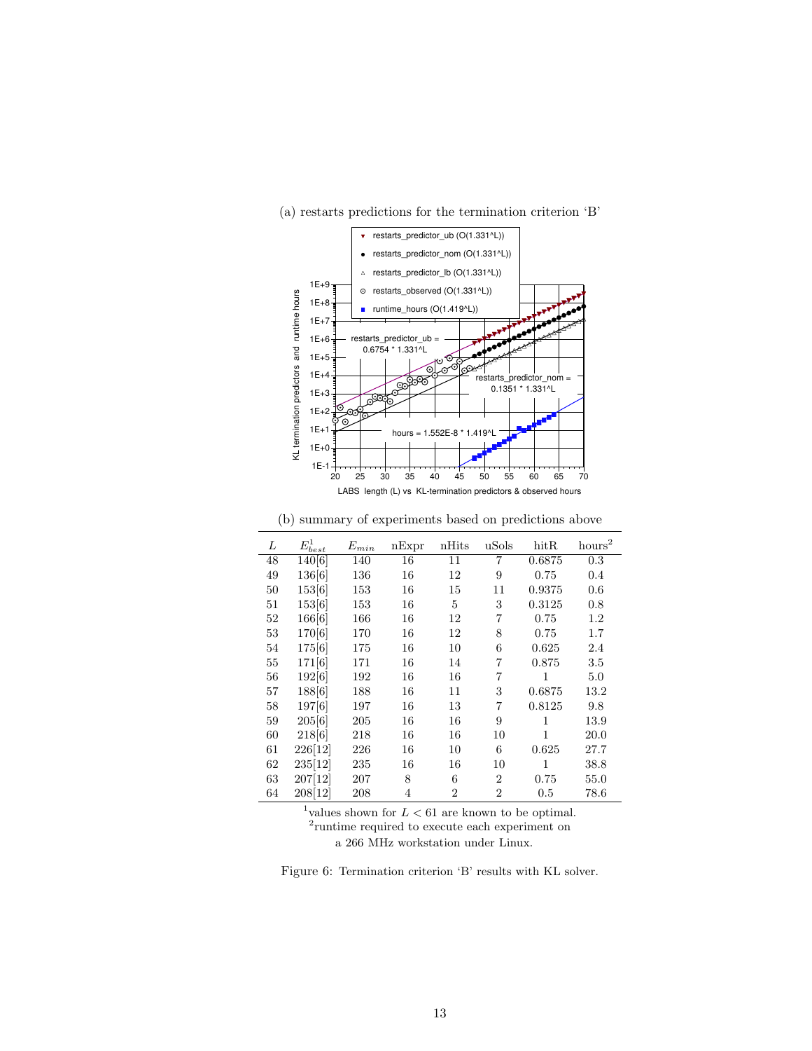(a) restarts predictions for the termination criterion 'B'

(b) summary of experiments based on predictions above

| $L$ | $E^{1}_{best}$ | $E_{min}$ | nExpr | nHits | uSols | hitR | hours[2] |
|---|---|---|---|---|---|---|---|
| 48 | 140[6] | 140 | 16 | 11 | 7 | 0.6875 | 0.3 |
| 49 | 136[6] | 136 | 16 | 12 | 9 | 0.75 | 0.4 |
| 50 | 153[6] | 153 | 16 | 15 | 11 | 0.9375 | 0.6 |
| 51 | 153[6] | 153 | 16 | 5 | 3 | 0.3125 | 0.8 |
| 52 | 166[6] | 166 | 16 | 12 | 7 | 0.75 | 1.2 |
| 53 | 170[6] | 170 | 16 | 12 | 8 | 0.75 | 1.7 |
| 54 | 175[6] | 175 | 16 | 10 | 6 | 0.625 | 2.4 |
| 55 | 171[6] | 171 | 16 | 14 | 7 | 0.875 | 3.5 |
| 56 | 192[6] | 192 | 16 | 16 | 7 | 1 | 5.0 |
| 57 | 188[6] | 188 | 16 | 11 | 3 | 0.6875 | 13.2 |
| 58 | 197[6] | 197 | 16 | 13 | 7 | 0.8125 | 9.8 |
| 59 | 205[6] | 205 | 16 | 16 | 9 | 1 | 13.9 |
| 60 | 218[6] | 218 | 16 | 16 | 10 | 1 | 20.0 |
| 61 | 226[12] | 226 | 16 | 10 | 6 | 0.625 | 27.7 |
| 62 | 235[12] | 235 | 16 | 16 | 10 | 1 | 38.8 |
| 63 | 207[12] | 207 | 8 | 6 | 2 | 0.75 | 55.0 |
| 64 | 208[12] | 208 | 4 | 2 | 2 | 0.5 | 78.6 |

[1]values shown for $L < 61$ are known to be optimal.
[2]runtime required to execute each experiment on a 266 MHz workstation under Linux.

Figure 6: Termination criterion 'B' results with KL solver.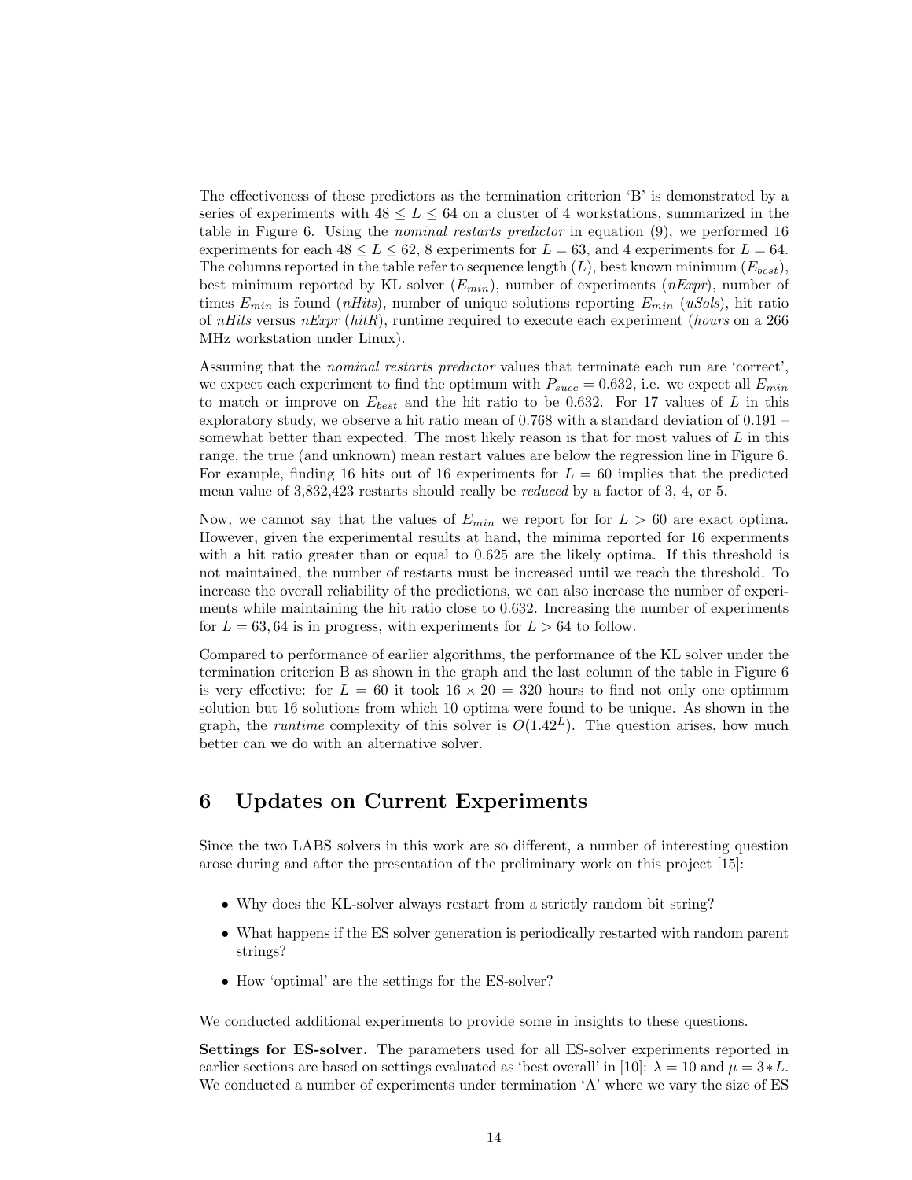The effectiveness of these predictors as the termination criterion 'B' is demonstrated by a series of experiments with $48 \leq L \leq 64$ on a cluster of 4 workstations, summarized in the table in Figure 6. Using the *nominal restarts predictor* in equation (9), we performed 16 experiments for each $48 \leq L \leq 62$, 8 experiments for $L = 63$, and 4 experiments for $L = 64$. The columns reported in the table refer to sequence length ($L$), best known minimum ($E_{best}$), best minimum reported by KL solver ($E_{min}$), number of experiments (*nExpr*), number of times $E_{min}$ is found (*nHits*), number of unique solutions reporting $E_{min}$ (*uSols*), hit ratio of *nHits* versus *nExpr* (*hitR*), runtime required to execute each experiment (*hours* on a 266 MHz workstation under Linux).

Assuming that the *nominal restarts predictor* values that terminate each run are 'correct', we expect each experiment to find the optimum with $P_{succ} = 0.632$, i.e. we expect all $E_{min}$ to match or improve on $E_{best}$ and the hit ratio to be 0.632. For 17 values of $L$ in this exploratory study, we observe a hit ratio mean of 0.768 with a standard deviation of 0.191 – somewhat better than expected. The most likely reason is that for most values of $L$ in this range, the true (and unknown) mean restart values are below the regression line in Figure 6. For example, finding 16 hits out of 16 experiments for $L = 60$ implies that the predicted mean value of 3,832,423 restarts should really be *reduced* by a factor of 3, 4, or 5.

Now, we cannot say that the values of $E_{min}$ we report for for $L > 60$ are exact optima. However, given the experimental results at hand, the minima reported for 16 experiments with a hit ratio greater than or equal to 0.625 are the likely optima. If this threshold is not maintained, the number of restarts must be increased until we reach the threshold. To increase the overall reliability of the predictions, we can also increase the number of experiments while maintaining the hit ratio close to 0.632. Increasing the number of experiments for $L = 63, 64$ is in progress, with experiments for $L > 64$ to follow.

Compared to performance of earlier algorithms, the performance of the KL solver under the termination criterion B as shown in the graph and the last column of the table in Figure 6 is very effective: for $L = 60$ it took $16 \times 20 = 320$ hours to find not only one optimum solution but 16 solutions from which 10 optima were found to be unique. As shown in the graph, the *runtime* complexity of this solver is $O(1.42^L)$. The question arises, how much better can we do with an alternative solver.

## 6 Updates on Current Experiments

Since the two LABS solvers in this work are so different, a number of interesting question arose during and after the presentation of the preliminary work on this project [15]:

- Why does the KL-solver always restart from a strictly random bit string?
- What happens if the ES solver generation is periodically restarted with random parent strings?
- How 'optimal' are the settings for the ES-solver?

We conducted additional experiments to provide some in insights to these questions.

**Settings for ES-solver.** The parameters used for all ES-solver experiments reported in earlier sections are based on settings evaluated as 'best overall' in [10]: $\lambda = 10$ and $\mu = 3 * L$. We conducted a number of experiments under termination 'A' where we vary the size of ES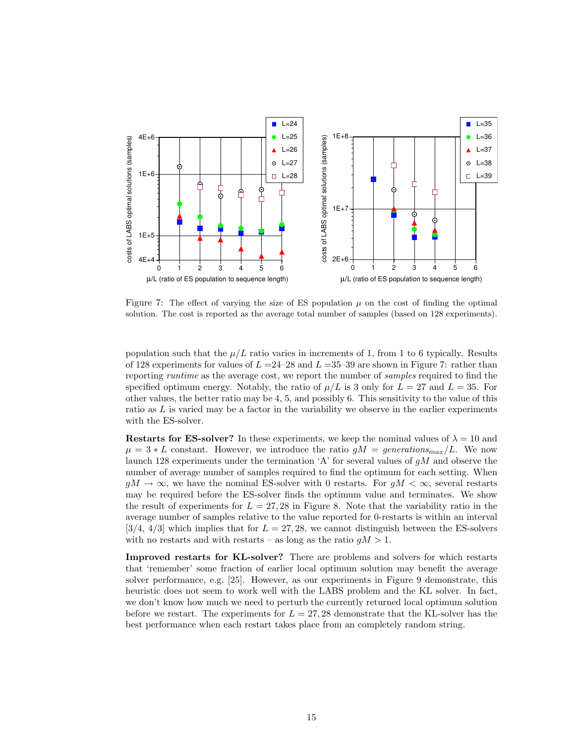Figure 7: The effect of varying the size of ES population $\mu$ on the cost of finding the optimal solution. The cost is reported as the average total number of samples (based on 128 experiments).

population such that the $\mu/L$ ratio varies in increments of 1, from 1 to 6 typically. Results of 128 experiments for values of $L$ =24–28 and $L$ =35–39 are shown in Figure 7: rather than reporting *runtime* as the average cost, we report the number of *samples* required to find the specified optimum energy. Notably, the ratio of $\mu/L$ is 3 only for $L = 27$ and $L = 35$. For other values, the better ratio may be 4, 5, and possibly 6. This sensitivity to the value of this ratio as $L$ is varied may be a factor in the variability we observe in the earlier experiments with the ES-solver.

**Restarts for ES-solver?** In these experiments, we keep the nominal values of $\lambda = 10$ and $\mu = 3 * L$ constant. However, we introduce the ratio $gM = generations_{max}/L$. We now launch 128 experiments under the termination 'A' for several values of $gM$ and observe the number of average number of samples required to find the optimum for each setting. When $gM \to \infty$, we have the nominal ES-solver with 0 restarts. For $gM < \infty$, several restarts may be required before the ES-solver finds the optimum value and terminates. We show the result of experiments for $L = 27, 28$ in Figure 8. Note that the variability ratio in the average number of samples relative to the value reported for 0-restarts is within an interval [3/4, 4/3] which implies that for $L = 27, 28$, we cannot distinguish between the ES-solvers with no restarts and with restarts – as long as the ratio $gM > 1$.

**Improved restarts for KL-solver?** There are problems and solvers for which restarts that 'remember' some fraction of earlier local optimum solution may benefit the average solver performance, e.g. [25]. However, as our experiments in Figure 9 demonstrate, this heuristic does not seem to work well with the LABS problem and the KL solver. In fact, we don't know how much we need to perturb the currently returned local optimum solution before we restart. The experiments for $L = 27, 28$ demonstrate that the KL-solver has the best performance when each restart takes place from an completely random string.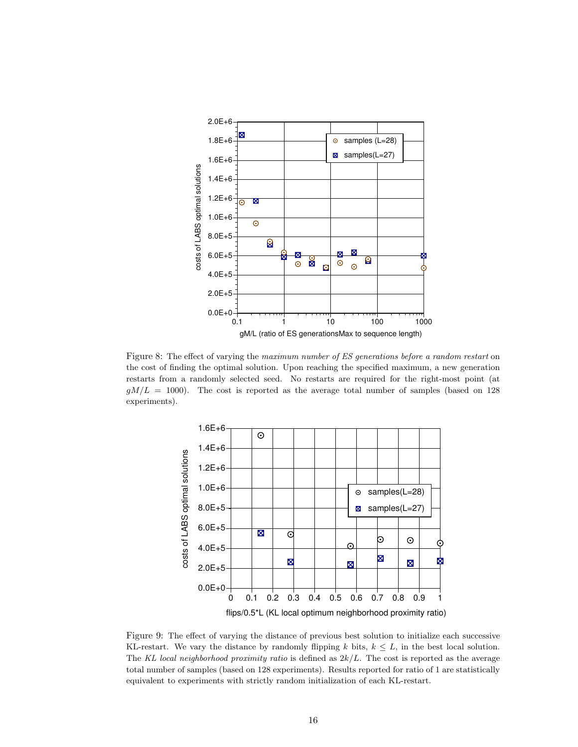Figure 8: The effect of varying the *maximum number of ES generations before a random restart* on the cost of finding the optimal solution. Upon reaching the specified maximum, a new generation restarts from a randomly selected seed. No restarts are required for the right-most point (at $gM/L = 1000$). The cost is reported as the average total number of samples (based on 128 experiments).

Figure 9: The effect of varying the distance of previous best solution to initialize each successive KL-restart. We vary the distance by randomly flipping $k$ bits, $k \leq L$, in the best local solution. The *KL local neighborhood proximity ratio* is defined as $2k/L$. The cost is reported as the average total number of samples (based on 128 experiments). Results reported for ratio of 1 are statistically equivalent to experiments with strictly random initialization of each KL-restart.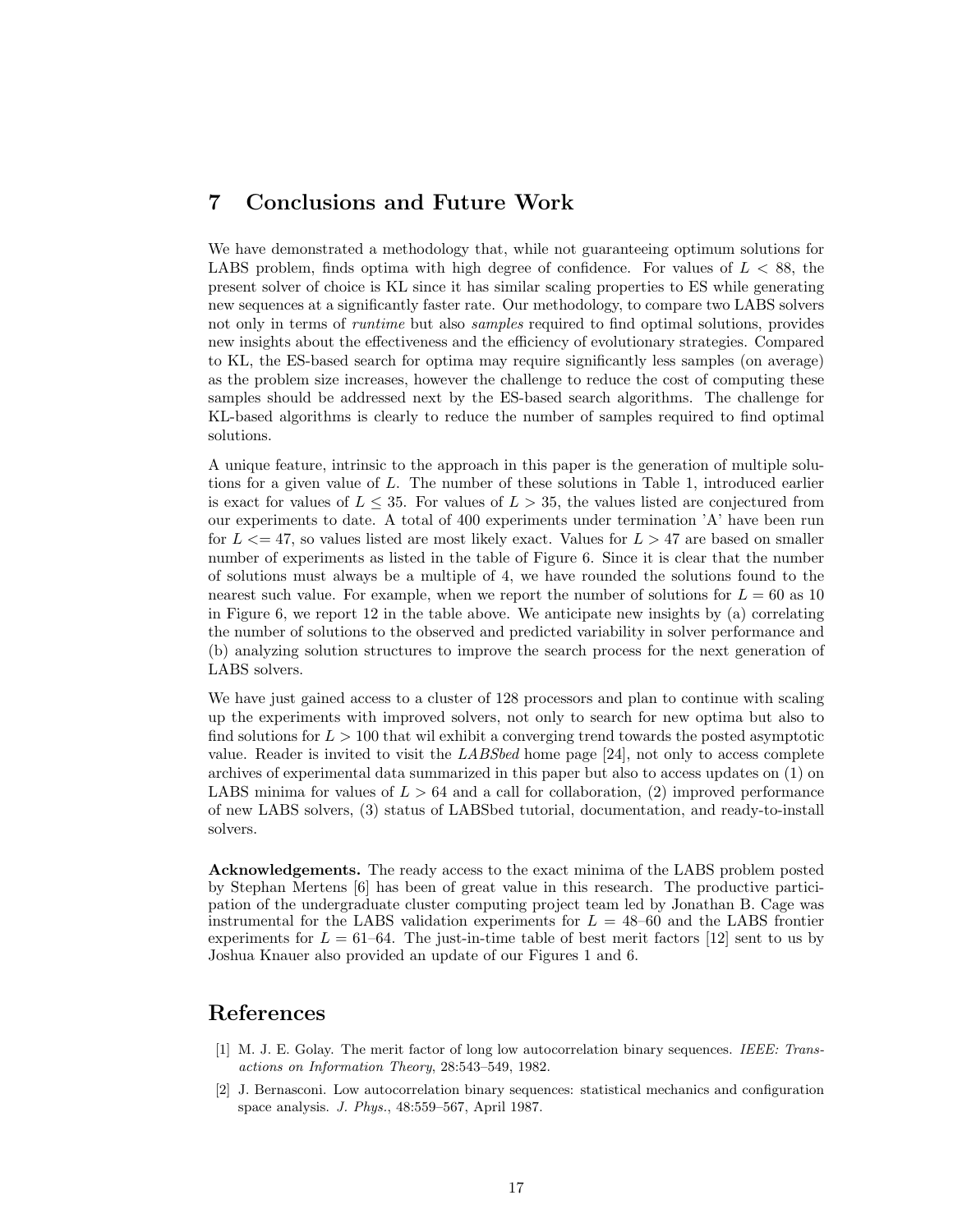## 7 Conclusions and Future Work

We have demonstrated a methodology that, while not guaranteeing optimum solutions for LABS problem, finds optima with high degree of confidence. For values of $L < 88$, the present solver of choice is KL since it has similar scaling properties to ES while generating new sequences at a significantly faster rate. Our methodology, to compare two LABS solvers not only in terms of *runtime* but also *samples* required to find optimal solutions, provides new insights about the effectiveness and the efficiency of evolutionary strategies. Compared to KL, the ES-based search for optima may require significantly less samples (on average) as the problem size increases, however the challenge to reduce the cost of computing these samples should be addressed next by the ES-based search algorithms. The challenge for KL-based algorithms is clearly to reduce the number of samples required to find optimal solutions.

A unique feature, intrinsic to the approach in this paper is the generation of multiple solutions for a given value of $L$. The number of these solutions in Table 1, introduced earlier is exact for values of $L \leq 35$. For values of $L > 35$, the values listed are conjectured from our experiments to date. A total of 400 experiments under termination 'A' have been run for $L <= 47$, so values listed are most likely exact. Values for $L > 47$ are based on smaller number of experiments as listed in the table of Figure 6. Since it is clear that the number of solutions must always be a multiple of 4, we have rounded the solutions found to the nearest such value. For example, when we report the number of solutions for $L = 60$ as 10 in Figure 6, we report 12 in the table above. We anticipate new insights by (a) correlating the number of solutions to the observed and predicted variability in solver performance and (b) analyzing solution structures to improve the search process for the next generation of LABS solvers.

We have just gained access to a cluster of 128 processors and plan to continue with scaling up the experiments with improved solvers, not only to search for new optima but also to find solutions for $L > 100$ that wil exhibit a converging trend towards the posted asymptotic value. Reader is invited to visit the *LABSbed* home page [24], not only to access complete archives of experimental data summarized in this paper but also to access updates on (1) on LABS minima for values of $L > 64$ and a call for collaboration, (2) improved performance of new LABS solvers, (3) status of LABSbed tutorial, documentation, and ready-to-install solvers.

**Acknowledgements.** The ready access to the exact minima of the LABS problem posted by Stephan Mertens [6] has been of great value in this research. The productive participation of the undergraduate cluster computing project team led by Jonathan B. Cage was instrumental for the LABS validation experiments for $L = 48$–$60$ and the LABS frontier experiments for $L = 61$–$64$. The just-in-time table of best merit factors [12] sent to us by Joshua Knauer also provided an update of our Figures 1 and 6.

## References

[1] M. J. E. Golay. The merit factor of long low autocorrelation binary sequences. *IEEE: Transactions on Information Theory*, 28:543–549, 1982.

[2] J. Bernasconi. Low autocorrelation binary sequences: statistical mechanics and configuration space analysis. *J. Phys.*, 48:559–567, April 1987.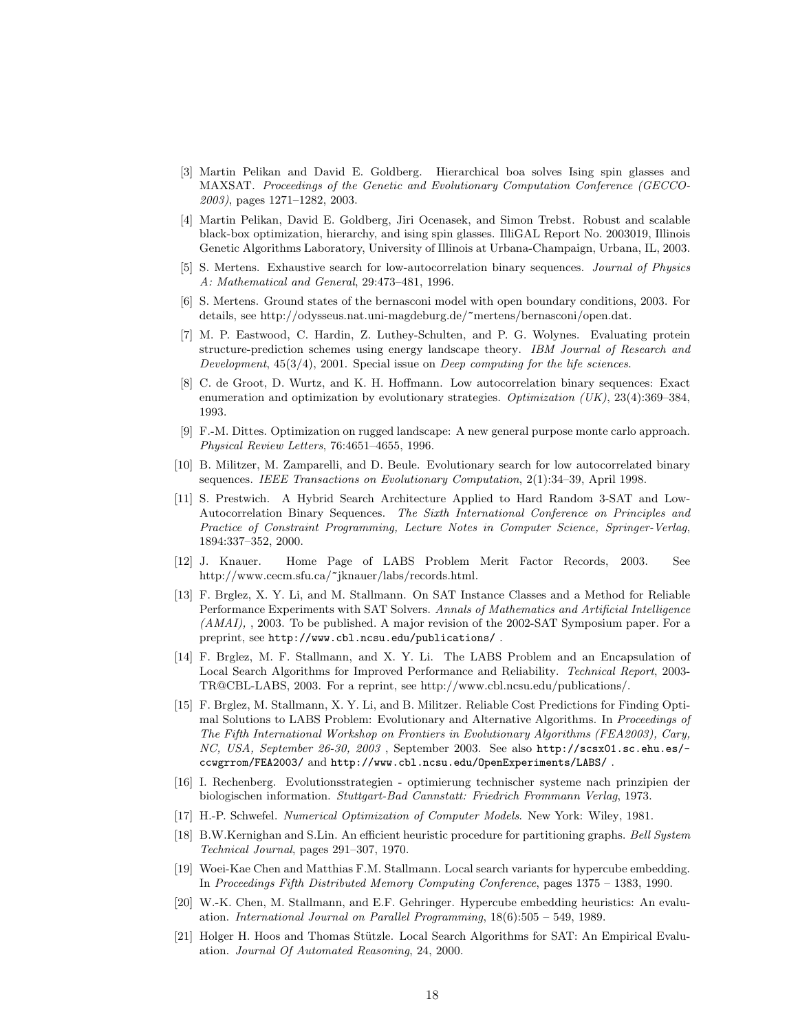[3] Martin Pelikan and David E. Goldberg. Hierarchical boa solves Ising spin glasses and MAXSAT. *Proceedings of the Genetic and Evolutionary Computation Conference (GECCO-2003)*, pages 1271–1282, 2003.

[4] Martin Pelikan, David E. Goldberg, Jiri Ocenasek, and Simon Trebst. Robust and scalable black-box optimization, hierarchy, and ising spin glasses. IlliGAL Report No. 2003019, Illinois Genetic Algorithms Laboratory, University of Illinois at Urbana-Champaign, Urbana, IL, 2003.

[5] S. Mertens. Exhaustive search for low-autocorrelation binary sequences. *Journal of Physics A: Mathematical and General*, 29:473–481, 1996.

[6] S. Mertens. Ground states of the bernasconi model with open boundary conditions, 2003. For details, see http://odysseus.nat.uni-magdeburg.de/~mertens/bernasconi/open.dat.

[7] M. P. Eastwood, C. Hardin, Z. Luthey-Schulten, and P. G. Wolynes. Evaluating protein structure-prediction schemes using energy landscape theory. *IBM Journal of Research and Development*, 45(3/4), 2001. Special issue on *Deep computing for the life sciences*.

[8] C. de Groot, D. Wurtz, and K. H. Hoffmann. Low autocorrelation binary sequences: Exact enumeration and optimization by evolutionary strategies. *Optimization (UK)*, 23(4):369–384, 1993.

[9] F.-M. Dittes. Optimization on rugged landscape: A new general purpose monte carlo approach. *Physical Review Letters*, 76:4651–4655, 1996.

[10] B. Militzer, M. Zamparelli, and D. Beule. Evolutionary search for low autocorrelated binary sequences. *IEEE Transactions on Evolutionary Computation*, 2(1):34–39, April 1998.

[11] S. Prestwich. A Hybrid Search Architecture Applied to Hard Random 3-SAT and Low-Autocorrelation Binary Sequences. *The Sixth International Conference on Principles and Practice of Constraint Programming, Lecture Notes in Computer Science, Springer-Verlag*, 1894:337–352, 2000.

[12] J. Knauer. Home Page of LABS Problem Merit Factor Records, 2003. See http://www.cecm.sfu.ca/~jknauer/labs/records.html.

[13] F. Brglez, X. Y. Li, and M. Stallmann. On SAT Instance Classes and a Method for Reliable Performance Experiments with SAT Solvers. *Annals of Mathematics and Artificial Intelligence (AMAI)*, , 2003. To be published. A major revision of the 2002-SAT Symposium paper. For a preprint, see `http://www.cbl.ncsu.edu/publications/` .

[14] F. Brglez, M. F. Stallmann, and X. Y. Li. The LABS Problem and an Encapsulation of Local Search Algorithms for Improved Performance and Reliability. *Technical Report*, 2003-TR@CBL-LABS, 2003. For a reprint, see http://www.cbl.ncsu.edu/publications/.

[15] F. Brglez, M. Stallmann, X. Y. Li, and B. Militzer. Reliable Cost Predictions for Finding Optimal Solutions to LABS Problem: Evolutionary and Alternative Algorithms. In *Proceedings of The Fifth International Workshop on Frontiers in Evolutionary Algorithms (FEA2003), Cary, NC, USA, September 26-30, 2003* , September 2003. See also `http://scsx01.sc.ehu.es/-ccwgrrom/FEA2003/` and `http://www.cbl.ncsu.edu/OpenExperiments/LABS/` .

[16] I. Rechenberg. Evolutionsstrategien - optimierung technischer systeme nach prinzipien der biologischen information. *Stuttgart-Bad Cannstatt: Friedrich Frommann Verlag*, 1973.

[17] H.-P. Schwefel. *Numerical Optimization of Computer Models*. New York: Wiley, 1981.

[18] B.W.Kernighan and S.Lin. An efficient heuristic procedure for partitioning graphs. *Bell System Technical Journal*, pages 291–307, 1970.

[19] Woei-Kae Chen and Matthias F.M. Stallmann. Local search variants for hypercube embedding. In *Proceedings Fifth Distributed Memory Computing Conference*, pages 1375 – 1383, 1990.

[20] W.-K. Chen, M. Stallmann, and E.F. Gehringer. Hypercube embedding heuristics: An evaluation. *International Journal on Parallel Programming*, 18(6):505 – 549, 1989.

[21] Holger H. Hoos and Thomas Stützle. Local Search Algorithms for SAT: An Empirical Evaluation. *Journal Of Automated Reasoning*, 24, 2000.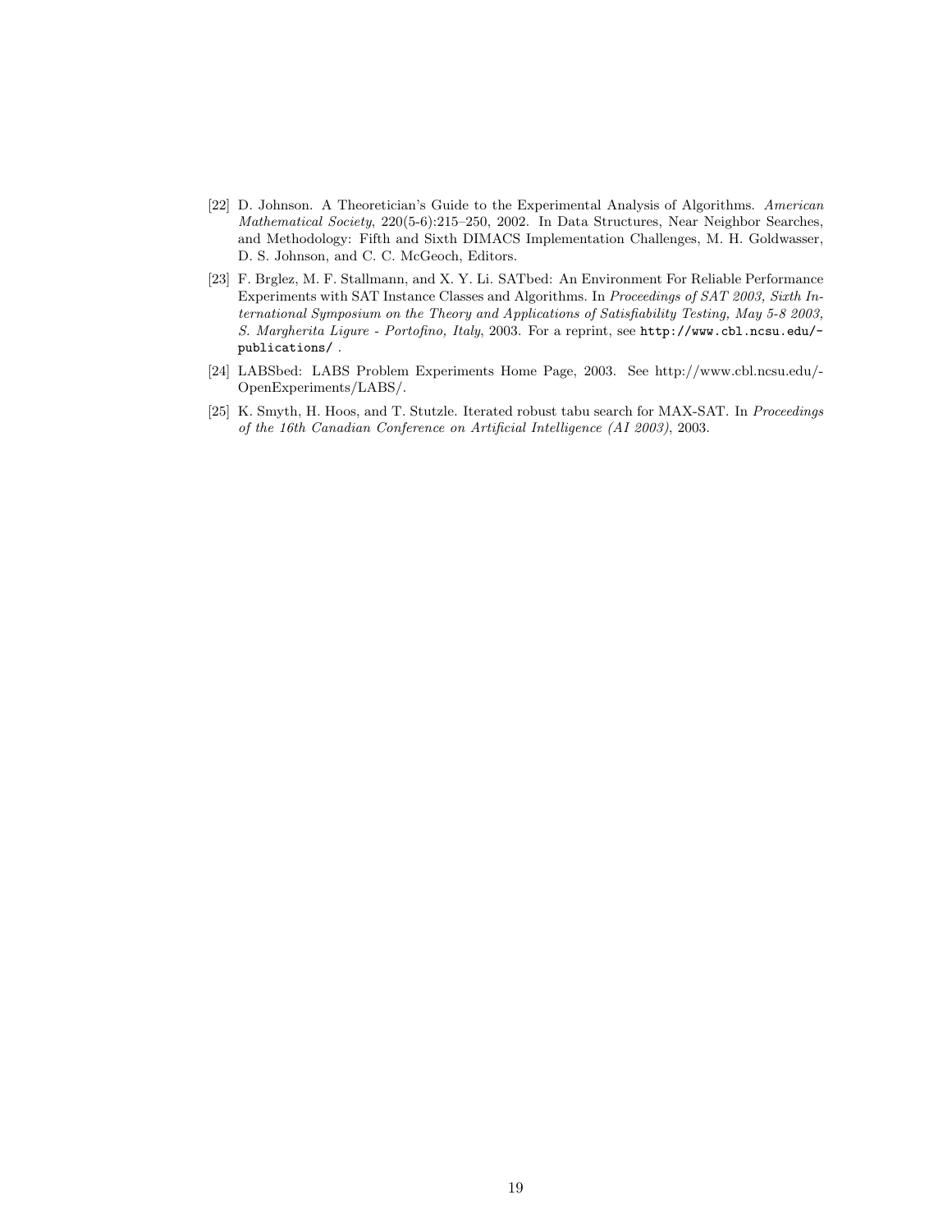[22] D. Johnson. A Theoretician's Guide to the Experimental Analysis of Algorithms. *American Mathematical Society*, 220(5-6):215–250, 2002. In Data Structures, Near Neighbor Searches, and Methodology: Fifth and Sixth DIMACS Implementation Challenges, M. H. Goldwasser, D. S. Johnson, and C. C. McGeoch, Editors.

[23] F. Brglez, M. F. Stallmann, and X. Y. Li. SATbed: An Environment For Reliable Performance Experiments with SAT Instance Classes and Algorithms. In *Proceedings of SAT 2003, Sixth International Symposium on the Theory and Applications of Satisfiability Testing, May 5-8 2003, S. Margherita Ligure - Portofino, Italy*, 2003. For a reprint, see `http://www.cbl.ncsu.edu/-publications/` .

[24] LABSbed: LABS Problem Experiments Home Page, 2003. See http://www.cbl.ncsu.edu/-OpenExperiments/LABS/.

[25] K. Smyth, H. Hoos, and T. Stutzle. Iterated robust tabu search for MAX-SAT. In *Proceedings of the 16th Canadian Conference on Artificial Intelligence (AI 2003)*, 2003.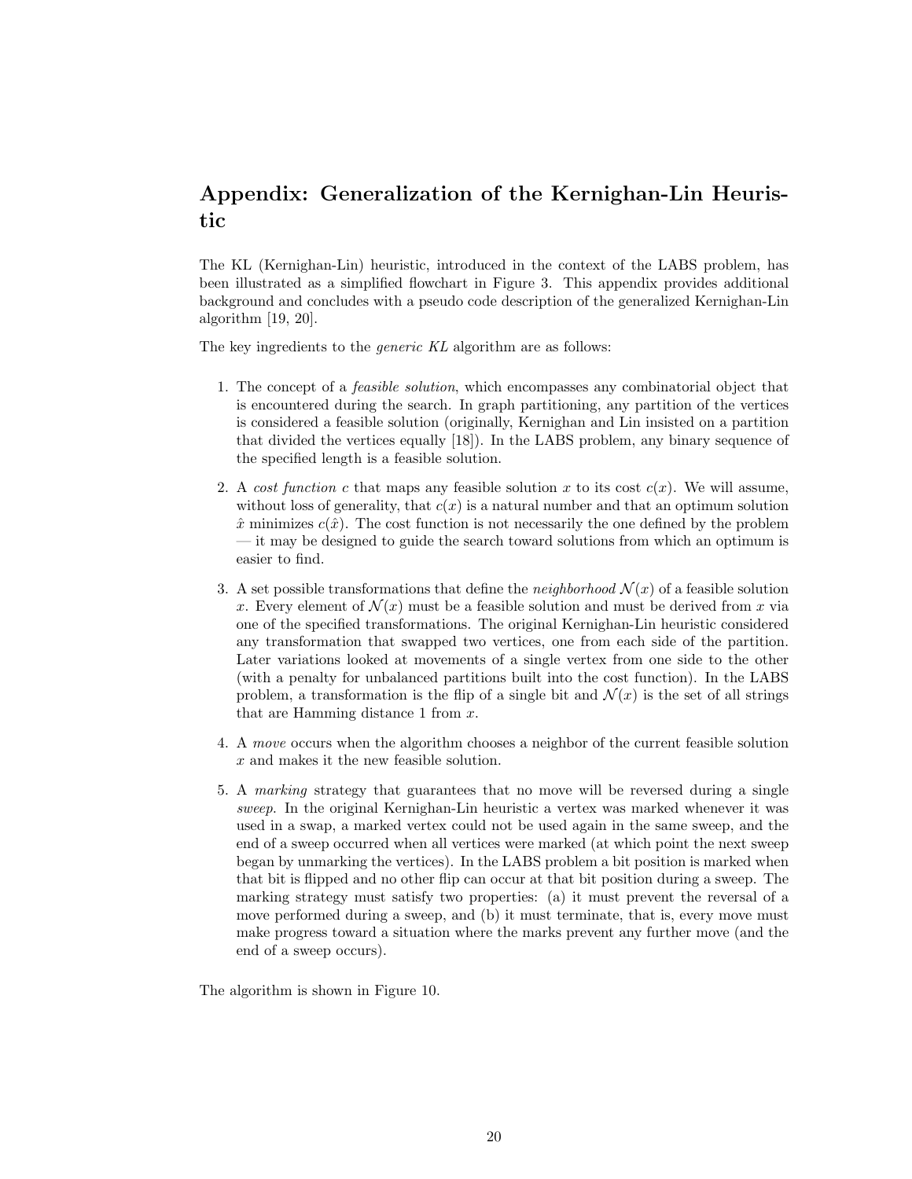# Appendix: Generalization of the Kernighan-Lin Heuristic

The KL (Kernighan-Lin) heuristic, introduced in the context of the LABS problem, has been illustrated as a simplified flowchart in Figure 3. This appendix provides additional background and concludes with a pseudo code description of the generalized Kernighan-Lin algorithm [19, 20].

The key ingredients to the *generic KL* algorithm are as follows:

1. The concept of a *feasible solution*, which encompasses any combinatorial object that is encountered during the search. In graph partitioning, any partition of the vertices is considered a feasible solution (originally, Kernighan and Lin insisted on a partition that divided the vertices equally [18]). In the LABS problem, any binary sequence of the specified length is a feasible solution.

2. A *cost function* $c$ that maps any feasible solution $x$ to its cost $c(x)$. We will assume, without loss of generality, that $c(x)$ is a natural number and that an optimum solution $\hat{x}$ minimizes $c(\hat{x})$. The cost function is not necessarily the one defined by the problem — it may be designed to guide the search toward solutions from which an optimum is easier to find.

3. A set possible transformations that define the *neighborhood* $\mathcal{N}(x)$ of a feasible solution $x$. Every element of $\mathcal{N}(x)$ must be a feasible solution and must be derived from $x$ via one of the specified transformations. The original Kernighan-Lin heuristic considered any transformation that swapped two vertices, one from each side of the partition. Later variations looked at movements of a single vertex from one side to the other (with a penalty for unbalanced partitions built into the cost function). In the LABS problem, a transformation is the flip of a single bit and $\mathcal{N}(x)$ is the set of all strings that are Hamming distance 1 from $x$.

4. A *move* occurs when the algorithm chooses a neighbor of the current feasible solution $x$ and makes it the new feasible solution.

5. A *marking* strategy that guarantees that no move will be reversed during a single *sweep*. In the original Kernighan-Lin heuristic a vertex was marked whenever it was used in a swap, a marked vertex could not be used again in the same sweep, and the end of a sweep occurred when all vertices were marked (at which point the next sweep began by unmarking the vertices). In the LABS problem a bit position is marked when that bit is flipped and no other flip can occur at that bit position during a sweep. The marking strategy must satisfy two properties: (a) it must prevent the reversal of a move performed during a sweep, and (b) it must terminate, that is, every move must make progress toward a situation where the marks prevent any further move (and the end of a sweep occurs).

The algorithm is shown in Figure 10.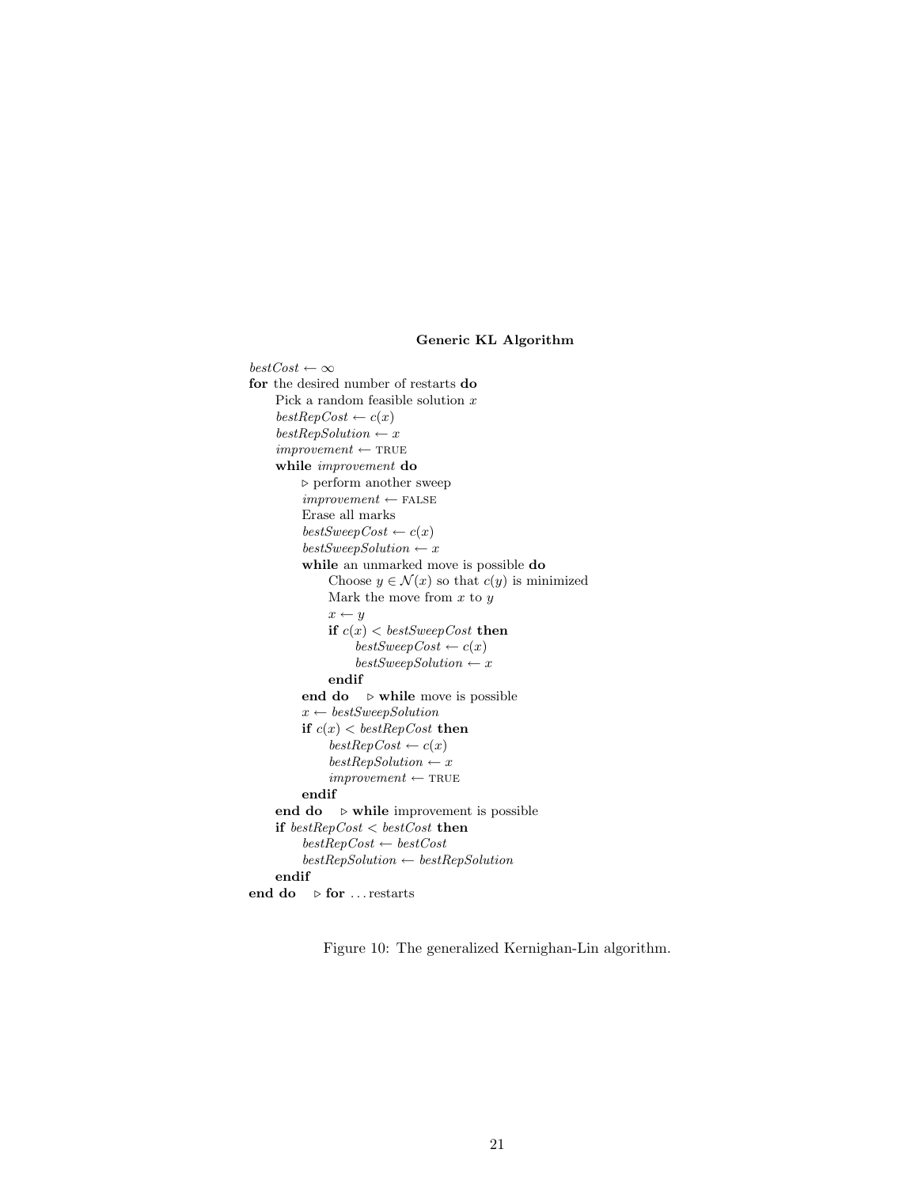**Generic KL Algorithm**

```
bestCost ← ∞
for the desired number of restarts do
    Pick a random feasible solution x
    bestRepCost ← c(x)
    bestRepSolution ← x
    improvement ← TRUE
    while improvement do
        ▷ perform another sweep
        improvement ← FALSE
        Erase all marks
        bestSweepCost ← c(x)
        bestSweepSolution ← x
        while an unmarked move is possible do
            Choose y ∈ N(x) so that c(y) is minimized
            Mark the move from x to y
            x ← y
            if c(x) < bestSweepCost then
                bestSweepCost ← c(x)
                bestSweepSolution ← x
            endif
        end do    ▷ while move is possible
        x ← bestSweepSolution
        if c(x) < bestRepCost then
            bestRepCost ← c(x)
            bestRepSolution ← x
            improvement ← TRUE
        endif
    end do    ▷ while improvement is possible
    if bestRepCost < bestCost then
        bestRepCost ← bestCost
        bestRepSolution ← bestRepSolution
    endif
end do    ▷ for ... restarts
```

Figure 10: The generalized Kernighan-Lin algorithm.